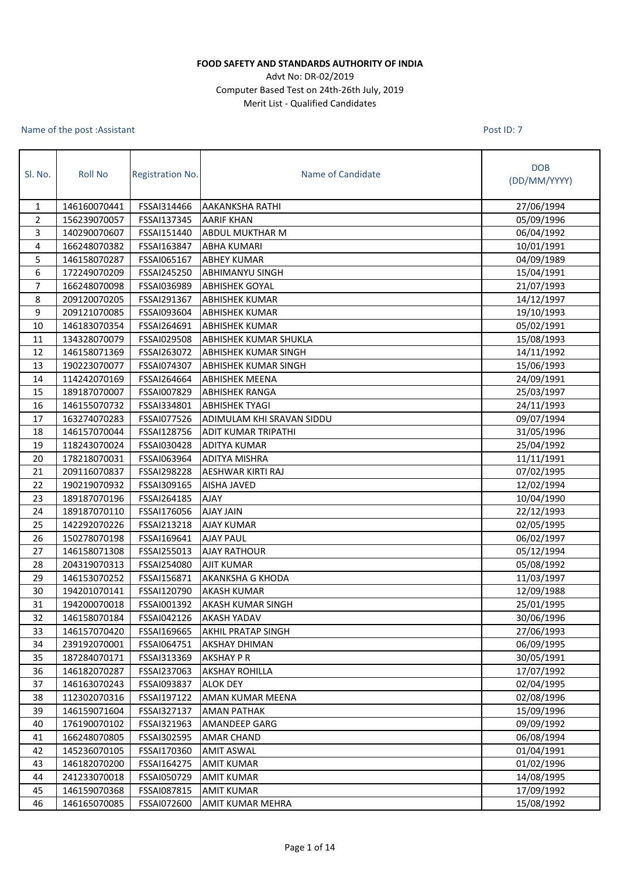**FOOD SAFETY AND STANDARDS AUTHORITY OF INDIA**

Advt No: DR-02/2019

Computer Based Test on 24th-26th July, 2019

Merit List - Qualified Candidates

Name of the post :Assistant

Post ID: 7

| Sl. No. | Roll No | Registration No. | Name of Candidate | DOB (DD/MM/YYYY) |
|---|---|---|---|---|
| 1 | 146160070441 | FSSAI314466 | AAKANKSHA RATHI | 27/06/1994 |
| 2 | 156239070057 | FSSAI137345 | AARIF KHAN | 05/09/1996 |
| 3 | 140290070607 | FSSAI151440 | ABDUL MUKTHAR M | 06/04/1992 |
| 4 | 166248070382 | FSSAI163847 | ABHA KUMARI | 10/01/1991 |
| 5 | 146158070287 | FSSAI065167 | ABHEY KUMAR | 04/09/1989 |
| 6 | 172249070209 | FSSAI245250 | ABHIMANYU SINGH | 15/04/1991 |
| 7 | 166248070098 | FSSAI036989 | ABHISHEK GOYAL | 21/07/1993 |
| 8 | 209120070205 | FSSAI291367 | ABHISHEK KUMAR | 14/12/1997 |
| 9 | 209121070085 | FSSAI093604 | ABHISHEK KUMAR | 19/10/1993 |
| 10 | 146183070354 | FSSAI264691 | ABHISHEK KUMAR | 05/02/1991 |
| 11 | 134328070079 | FSSAI029508 | ABHISHEK KUMAR SHUKLA | 15/08/1993 |
| 12 | 146158071369 | FSSAI263072 | ABHISHEK KUMAR SINGH | 14/11/1992 |
| 13 | 190223070077 | FSSAI074307 | ABHISHEK KUMAR SINGH | 15/06/1993 |
| 14 | 114242070169 | FSSAI264664 | ABHISHEK MEENA | 24/09/1991 |
| 15 | 189187070007 | FSSAI007829 | ABHISHEK RANGA | 25/03/1997 |
| 16 | 146155070732 | FSSAI334801 | ABHISHEK TYAGI | 24/11/1993 |
| 17 | 163274070283 | FSSAI077526 | ADIMULAM KHI SRAVAN SIDDU | 09/07/1994 |
| 18 | 146157070044 | FSSAI128756 | ADIT KUMAR TRIPATHI | 31/05/1996 |
| 19 | 118243070024 | FSSAI030428 | ADITYA KUMAR | 25/04/1992 |
| 20 | 178218070031 | FSSAI063964 | ADITYA MISHRA | 11/11/1991 |
| 21 | 209116070837 | FSSAI298228 | AESHWAR KIRTI RAJ | 07/02/1995 |
| 22 | 190219070932 | FSSAI309165 | AISHA JAVED | 12/02/1994 |
| 23 | 189187070196 | FSSAI264185 | AJAY | 10/04/1990 |
| 24 | 189187070110 | FSSAI176056 | AJAY JAIN | 22/12/1993 |
| 25 | 142292070226 | FSSAI213218 | AJAY KUMAR | 02/05/1995 |
| 26 | 150278070198 | FSSAI169641 | AJAY PAUL | 06/02/1997 |
| 27 | 146158071308 | FSSAI255013 | AJAY RATHOUR | 05/12/1994 |
| 28 | 204319070313 | FSSAI254080 | AJIT KUMAR | 05/08/1992 |
| 29 | 146153070252 | FSSAI156871 | AKANKSHA G KHODA | 11/03/1997 |
| 30 | 194201070141 | FSSAI120790 | AKASH KUMAR | 12/09/1988 |
| 31 | 194200070018 | FSSAI001392 | AKASH KUMAR SINGH | 25/01/1995 |
| 32 | 146158070184 | FSSAI042126 | AKASH YADAV | 30/06/1996 |
| 33 | 146157070420 | FSSAI169665 | AKHIL PRATAP SINGH | 27/06/1993 |
| 34 | 239192070001 | FSSAI064751 | AKSHAY DHIMAN | 06/09/1995 |
| 35 | 187284070171 | FSSAI313369 | AKSHAY P R | 30/05/1991 |
| 36 | 146182070287 | FSSAI237063 | AKSHAY ROHILLA | 17/07/1992 |
| 37 | 146163070243 | FSSAI093837 | ALOK DEY | 02/04/1995 |
| 38 | 112302070316 | FSSAI197122 | AMAN KUMAR MEENA | 02/08/1996 |
| 39 | 146159071604 | FSSAI327137 | AMAN PATHAK | 15/09/1996 |
| 40 | 176190070102 | FSSAI321963 | AMANDEEP GARG | 09/09/1992 |
| 41 | 166248070805 | FSSAI302595 | AMAR CHAND | 06/08/1994 |
| 42 | 145236070105 | FSSAI170360 | AMIT ASWAL | 01/04/1991 |
| 43 | 146182070200 | FSSAI164275 | AMIT KUMAR | 01/02/1996 |
| 44 | 241233070018 | FSSAI050729 | AMIT KUMAR | 14/08/1995 |
| 45 | 146159070368 | FSSAI087815 | AMIT KUMAR | 17/09/1992 |
| 46 | 146165070085 | FSSAI072600 | AMIT KUMAR MEHRA | 15/08/1992 |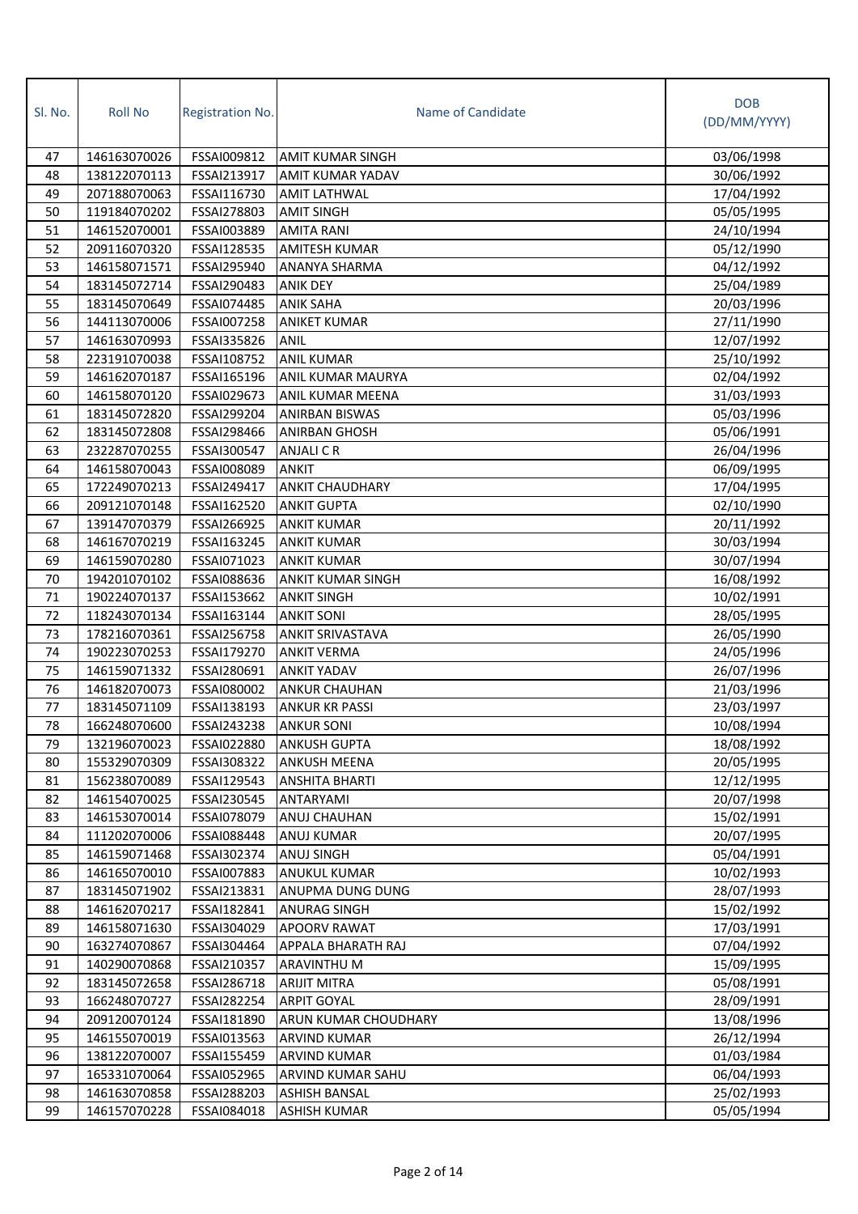| Sl. No. | Roll No | Registration No. | Name of Candidate | DOB (DD/MM/YYYY) |
|---|---|---|---|---|
| 47 | 146163070026 | FSSAI009812 | AMIT KUMAR SINGH | 03/06/1998 |
| 48 | 138122070113 | FSSAI213917 | AMIT KUMAR YADAV | 30/06/1992 |
| 49 | 207188070063 | FSSAI116730 | AMIT LATHWAL | 17/04/1992 |
| 50 | 119184070202 | FSSAI278803 | AMIT SINGH | 05/05/1995 |
| 51 | 146152070001 | FSSAI003889 | AMITA RANI | 24/10/1994 |
| 52 | 209116070320 | FSSAI128535 | AMITESH KUMAR | 05/12/1990 |
| 53 | 146158071571 | FSSAI295940 | ANANYA SHARMA | 04/12/1992 |
| 54 | 183145072714 | FSSAI290483 | ANIK DEY | 25/04/1989 |
| 55 | 183145070649 | FSSAI074485 | ANIK SAHA | 20/03/1996 |
| 56 | 144113070006 | FSSAI007258 | ANIKET KUMAR | 27/11/1990 |
| 57 | 146163070993 | FSSAI335826 | ANIL | 12/07/1992 |
| 58 | 223191070038 | FSSAI108752 | ANIL KUMAR | 25/10/1992 |
| 59 | 146162070187 | FSSAI165196 | ANIL KUMAR MAURYA | 02/04/1992 |
| 60 | 146158070120 | FSSAI029673 | ANIL KUMAR MEENA | 31/03/1993 |
| 61 | 183145072820 | FSSAI299204 | ANIRBAN BISWAS | 05/03/1996 |
| 62 | 183145072808 | FSSAI298466 | ANIRBAN GHOSH | 05/06/1991 |
| 63 | 232287070255 | FSSAI300547 | ANJALI C R | 26/04/1996 |
| 64 | 146158070043 | FSSAI008089 | ANKIT | 06/09/1995 |
| 65 | 172249070213 | FSSAI249417 | ANKIT CHAUDHARY | 17/04/1995 |
| 66 | 209121070148 | FSSAI162520 | ANKIT GUPTA | 02/10/1990 |
| 67 | 139147070379 | FSSAI266925 | ANKIT KUMAR | 20/11/1992 |
| 68 | 146167070219 | FSSAI163245 | ANKIT KUMAR | 30/03/1994 |
| 69 | 146159070280 | FSSAI071023 | ANKIT KUMAR | 30/07/1994 |
| 70 | 194201070102 | FSSAI088636 | ANKIT KUMAR SINGH | 16/08/1992 |
| 71 | 190224070137 | FSSAI153662 | ANKIT SINGH | 10/02/1991 |
| 72 | 118243070134 | FSSAI163144 | ANKIT SONI | 28/05/1995 |
| 73 | 178216070361 | FSSAI256758 | ANKIT SRIVASTAVA | 26/05/1990 |
| 74 | 190223070253 | FSSAI179270 | ANKIT VERMA | 24/05/1996 |
| 75 | 146159071332 | FSSAI280691 | ANKIT YADAV | 26/07/1996 |
| 76 | 146182070073 | FSSAI080002 | ANKUR CHAUHAN | 21/03/1996 |
| 77 | 183145071109 | FSSAI138193 | ANKUR KR PASSI | 23/03/1997 |
| 78 | 166248070600 | FSSAI243238 | ANKUR SONI | 10/08/1994 |
| 79 | 132196070023 | FSSAI022880 | ANKUSH GUPTA | 18/08/1992 |
| 80 | 155329070309 | FSSAI308322 | ANKUSH MEENA | 20/05/1995 |
| 81 | 156238070089 | FSSAI129543 | ANSHITA BHARTI | 12/12/1995 |
| 82 | 146154070025 | FSSAI230545 | ANTARYAMI | 20/07/1998 |
| 83 | 146153070014 | FSSAI078079 | ANUJ CHAUHAN | 15/02/1991 |
| 84 | 111202070006 | FSSAI088448 | ANUJ KUMAR | 20/07/1995 |
| 85 | 146159071468 | FSSAI302374 | ANUJ SINGH | 05/04/1991 |
| 86 | 146165070010 | FSSAI007883 | ANUKUL KUMAR | 10/02/1993 |
| 87 | 183145071902 | FSSAI213831 | ANUPMA DUNG DUNG | 28/07/1993 |
| 88 | 146162070217 | FSSAI182841 | ANURAG SINGH | 15/02/1992 |
| 89 | 146158071630 | FSSAI304029 | APOORV RAWAT | 17/03/1991 |
| 90 | 163274070867 | FSSAI304464 | APPALA BHARATH RAJ | 07/04/1992 |
| 91 | 140290070868 | FSSAI210357 | ARAVINTHU M | 15/09/1995 |
| 92 | 183145072658 | FSSAI286718 | ARIJIT MITRA | 05/08/1991 |
| 93 | 166248070727 | FSSAI282254 | ARPIT GOYAL | 28/09/1991 |
| 94 | 209120070124 | FSSAI181890 | ARUN KUMAR CHOUDHARY | 13/08/1996 |
| 95 | 146155070019 | FSSAI013563 | ARVIND KUMAR | 26/12/1994 |
| 96 | 138122070007 | FSSAI155459 | ARVIND KUMAR | 01/03/1984 |
| 97 | 165331070064 | FSSAI052965 | ARVIND KUMAR SAHU | 06/04/1993 |
| 98 | 146163070858 | FSSAI288203 | ASHISH BANSAL | 25/02/1993 |
| 99 | 146157070228 | FSSAI084018 | ASHISH KUMAR | 05/05/1994 |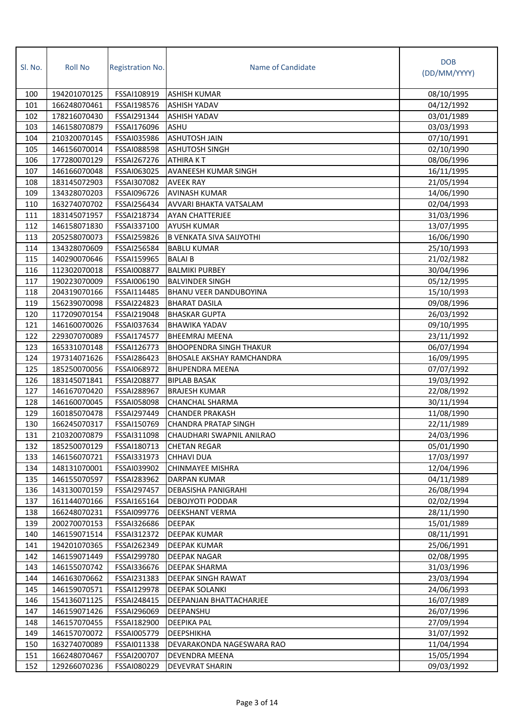| Sl. No. | Roll No | Registration No. | Name of Candidate | DOB (DD/MM/YYYY) |
|---|---|---|---|---|
| 100 | 194201070125 | FSSAI108919 | ASHISH KUMAR | 08/10/1995 |
| 101 | 166248070461 | FSSAI198576 | ASHISH YADAV | 04/12/1992 |
| 102 | 178216070430 | FSSAI291344 | ASHISH YADAV | 03/01/1989 |
| 103 | 146158070879 | FSSAI176096 | ASHU | 03/03/1993 |
| 104 | 210320070145 | FSSAI035986 | ASHUTOSH JAIN | 07/10/1991 |
| 105 | 146156070014 | FSSAI088598 | ASHUTOSH SINGH | 02/10/1990 |
| 106 | 177280070129 | FSSAI267276 | ATHIRA K T | 08/06/1996 |
| 107 | 146166070048 | FSSAI063025 | AVANEESH KUMAR SINGH | 16/11/1995 |
| 108 | 183145072903 | FSSAI307082 | AVEEK RAY | 21/05/1994 |
| 109 | 134328070203 | FSSAI096726 | AVINASH KUMAR | 14/06/1990 |
| 110 | 163274070702 | FSSAI256434 | AVVARI BHAKTA VATSALAM | 02/04/1993 |
| 111 | 183145071957 | FSSAI218734 | AYAN CHATTERJEE | 31/03/1996 |
| 112 | 146158071830 | FSSAI337100 | AYUSH KUMAR | 13/07/1995 |
| 113 | 205258070073 | FSSAI259826 | B VENKATA SIVA SAIJYOTHI | 16/06/1990 |
| 114 | 134328070609 | FSSAI256584 | BABLU KUMAR | 25/10/1993 |
| 115 | 140290070646 | FSSAI159965 | BALAI B | 21/02/1982 |
| 116 | 112302070018 | FSSAI008877 | BALMIKI PURBEY | 30/04/1996 |
| 117 | 190223070009 | FSSAI006190 | BALVINDER SINGH | 05/12/1995 |
| 118 | 204319070166 | FSSAI114485 | BHANU VEER DANDUBOYINA | 15/10/1993 |
| 119 | 156239070098 | FSSAI224823 | BHARAT DASILA | 09/08/1996 |
| 120 | 117209070154 | FSSAI219048 | BHASKAR GUPTA | 26/03/1992 |
| 121 | 146160070026 | FSSAI037634 | BHAWIKA YADAV | 09/10/1995 |
| 122 | 229307070089 | FSSAI174577 | BHEEMRAJ MEENA | 23/11/1992 |
| 123 | 165331070148 | FSSAI126773 | BHOOPENDRA SINGH THAKUR | 06/07/1994 |
| 124 | 197314071626 | FSSAI286423 | BHOSALE AKSHAY RAMCHANDRA | 16/09/1995 |
| 125 | 185250070056 | FSSAI068972 | BHUPENDRA MEENA | 07/07/1992 |
| 126 | 183145071841 | FSSAI208877 | BIPLAB BASAK | 19/03/1992 |
| 127 | 146167070420 | FSSAI288967 | BRAJESH KUMAR | 22/08/1992 |
| 128 | 146160070045 | FSSAI058098 | CHANCHAL SHARMA | 30/11/1994 |
| 129 | 160185070478 | FSSAI297449 | CHANDER PRAKASH | 11/08/1990 |
| 130 | 166245070317 | FSSAI150769 | CHANDRA PRATAP SINGH | 22/11/1989 |
| 131 | 210320070879 | FSSAI311098 | CHAUDHARI SWAPNIL ANILRAO | 24/03/1996 |
| 132 | 185250070129 | FSSAI180713 | CHETAN REGAR | 05/01/1990 |
| 133 | 146156070721 | FSSAI331973 | CHHAVI DUA | 17/03/1997 |
| 134 | 148131070001 | FSSAI039902 | CHINMAYEE MISHRA | 12/04/1996 |
| 135 | 146155070597 | FSSAI283962 | DARPAN KUMAR | 04/11/1989 |
| 136 | 143130070159 | FSSAI297457 | DEBASISHA PANIGRAHI | 26/08/1994 |
| 137 | 161144070166 | FSSAI165164 | DEBOJYOTI PODDAR | 02/02/1994 |
| 138 | 166248070231 | FSSAI099776 | DEEKSHANT VERMA | 28/11/1990 |
| 139 | 200270070153 | FSSAI326686 | DEEPAK | 15/01/1989 |
| 140 | 146159071514 | FSSAI312372 | DEEPAK KUMAR | 08/11/1991 |
| 141 | 194201070365 | FSSAI262349 | DEEPAK KUMAR | 25/06/1991 |
| 142 | 146159071449 | FSSAI299780 | DEEPAK NAGAR | 02/08/1995 |
| 143 | 146155070742 | FSSAI336676 | DEEPAK SHARMA | 31/03/1996 |
| 144 | 146163070662 | FSSAI231383 | DEEPAK SINGH RAWAT | 23/03/1994 |
| 145 | 146159070571 | FSSAI129978 | DEEPAK SOLANKI | 24/06/1993 |
| 146 | 154136071125 | FSSAI248415 | DEEPANJAN BHATTACHARJEE | 16/07/1989 |
| 147 | 146159071426 | FSSAI296069 | DEEPANSHU | 26/07/1996 |
| 148 | 146157070455 | FSSAI182900 | DEEPIKA PAL | 27/09/1994 |
| 149 | 146157070072 | FSSAI005779 | DEEPSHIKHA | 31/07/1992 |
| 150 | 163274070089 | FSSAI011338 | DEVARAKONDA NAGESWARA RAO | 11/04/1994 |
| 151 | 166248070467 | FSSAI200707 | DEVENDRA MEENA | 15/05/1994 |
| 152 | 129266070236 | FSSAI080229 | DEVEVRAT SHARIN | 09/03/1992 |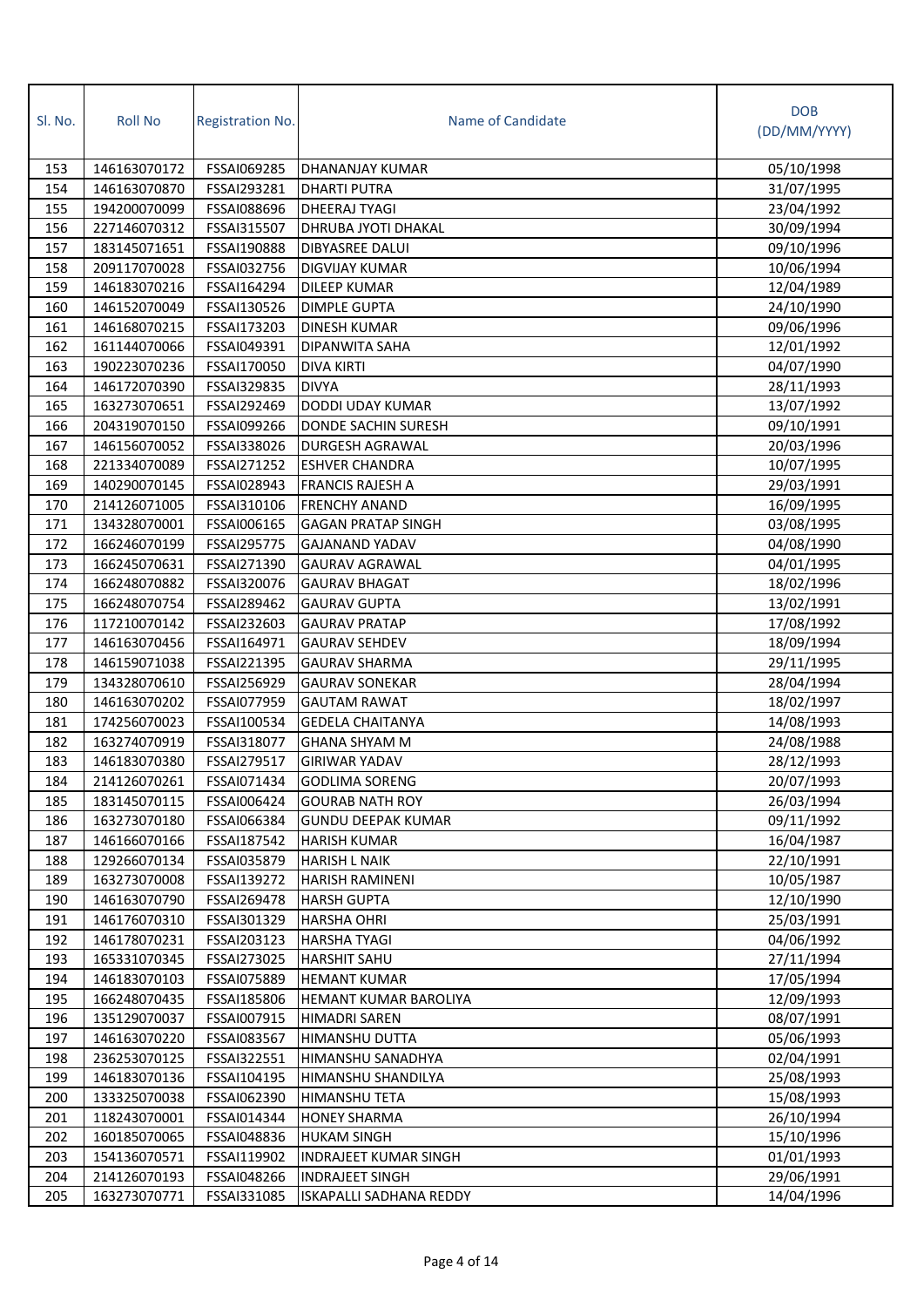| Sl. No. | Roll No | Registration No. | Name of Candidate | DOB (DD/MM/YYYY) |
|---|---|---|---|---|
| 153 | 146163070172 | FSSAI069285 | DHANANJAY KUMAR | 05/10/1998 |
| 154 | 146163070870 | FSSAI293281 | DHARTI PUTRA | 31/07/1995 |
| 155 | 194200070099 | FSSAI088696 | DHEERAJ TYAGI | 23/04/1992 |
| 156 | 227146070312 | FSSAI315507 | DHRUBA JYOTI DHAKAL | 30/09/1994 |
| 157 | 183145071651 | FSSAI190888 | DIBYASREE DALUI | 09/10/1996 |
| 158 | 209117070028 | FSSAI032756 | DIGVIJAY KUMAR | 10/06/1994 |
| 159 | 146183070216 | FSSAI164294 | DILEEP KUMAR | 12/04/1989 |
| 160 | 146152070049 | FSSAI130526 | DIMPLE GUPTA | 24/10/1990 |
| 161 | 146168070215 | FSSAI173203 | DINESH KUMAR | 09/06/1996 |
| 162 | 161144070066 | FSSAI049391 | DIPANWITA SAHA | 12/01/1992 |
| 163 | 190223070236 | FSSAI170050 | DIVA KIRTI | 04/07/1990 |
| 164 | 146172070390 | FSSAI329835 | DIVYA | 28/11/1993 |
| 165 | 163273070651 | FSSAI292469 | DODDI UDAY KUMAR | 13/07/1992 |
| 166 | 204319070150 | FSSAI099266 | DONDE SACHIN SURESH | 09/10/1991 |
| 167 | 146156070052 | FSSAI338026 | DURGESH AGRAWAL | 20/03/1996 |
| 168 | 221334070089 | FSSAI271252 | ESHVER CHANDRA | 10/07/1995 |
| 169 | 140290070145 | FSSAI028943 | FRANCIS RAJESH A | 29/03/1991 |
| 170 | 214126071005 | FSSAI310106 | FRENCHY ANAND | 16/09/1995 |
| 171 | 134328070001 | FSSAI006165 | GAGAN PRATAP SINGH | 03/08/1995 |
| 172 | 166246070199 | FSSAI295775 | GAJANAND YADAV | 04/08/1990 |
| 173 | 166245070631 | FSSAI271390 | GAURAV AGRAWAL | 04/01/1995 |
| 174 | 166248070882 | FSSAI320076 | GAURAV BHAGAT | 18/02/1996 |
| 175 | 166248070754 | FSSAI289462 | GAURAV GUPTA | 13/02/1991 |
| 176 | 117210070142 | FSSAI232603 | GAURAV PRATAP | 17/08/1992 |
| 177 | 146163070456 | FSSAI164971 | GAURAV SEHDEV | 18/09/1994 |
| 178 | 146159071038 | FSSAI221395 | GAURAV SHARMA | 29/11/1995 |
| 179 | 134328070610 | FSSAI256929 | GAURAV SONEKAR | 28/04/1994 |
| 180 | 146163070202 | FSSAI077959 | GAUTAM RAWAT | 18/02/1997 |
| 181 | 174256070023 | FSSAI100534 | GEDELA CHAITANYA | 14/08/1993 |
| 182 | 163274070919 | FSSAI318077 | GHANA SHYAM M | 24/08/1988 |
| 183 | 146183070380 | FSSAI279517 | GIRIWAR YADAV | 28/12/1993 |
| 184 | 214126070261 | FSSAI071434 | GODLIMA SORENG | 20/07/1993 |
| 185 | 183145070115 | FSSAI006424 | GOURAB NATH ROY | 26/03/1994 |
| 186 | 163273070180 | FSSAI066384 | GUNDU DEEPAK KUMAR | 09/11/1992 |
| 187 | 146166070166 | FSSAI187542 | HARISH KUMAR | 16/04/1987 |
| 188 | 129266070134 | FSSAI035879 | HARISH L NAIK | 22/10/1991 |
| 189 | 163273070008 | FSSAI139272 | HARISH RAMINENI | 10/05/1987 |
| 190 | 146163070790 | FSSAI269478 | HARSH GUPTA | 12/10/1990 |
| 191 | 146176070310 | FSSAI301329 | HARSHA OHRI | 25/03/1991 |
| 192 | 146178070231 | FSSAI203123 | HARSHA TYAGI | 04/06/1992 |
| 193 | 165331070345 | FSSAI273025 | HARSHIT SAHU | 27/11/1994 |
| 194 | 146183070103 | FSSAI075889 | HEMANT KUMAR | 17/05/1994 |
| 195 | 166248070435 | FSSAI185806 | HEMANT KUMAR BAROLIYA | 12/09/1993 |
| 196 | 135129070037 | FSSAI007915 | HIMADRI SAREN | 08/07/1991 |
| 197 | 146163070220 | FSSAI083567 | HIMANSHU DUTTA | 05/06/1993 |
| 198 | 236253070125 | FSSAI322551 | HIMANSHU SANADHYA | 02/04/1991 |
| 199 | 146183070136 | FSSAI104195 | HIMANSHU SHANDILYA | 25/08/1993 |
| 200 | 133325070038 | FSSAI062390 | HIMANSHU TETA | 15/08/1993 |
| 201 | 118243070001 | FSSAI014344 | HONEY SHARMA | 26/10/1994 |
| 202 | 160185070065 | FSSAI048836 | HUKAM SINGH | 15/10/1996 |
| 203 | 154136070571 | FSSAI119902 | INDRAJEET KUMAR SINGH | 01/01/1993 |
| 204 | 214126070193 | FSSAI048266 | INDRAJEET SINGH | 29/06/1991 |
| 205 | 163273070771 | FSSAI331085 | ISKAPALLI SADHANA REDDY | 14/04/1996 |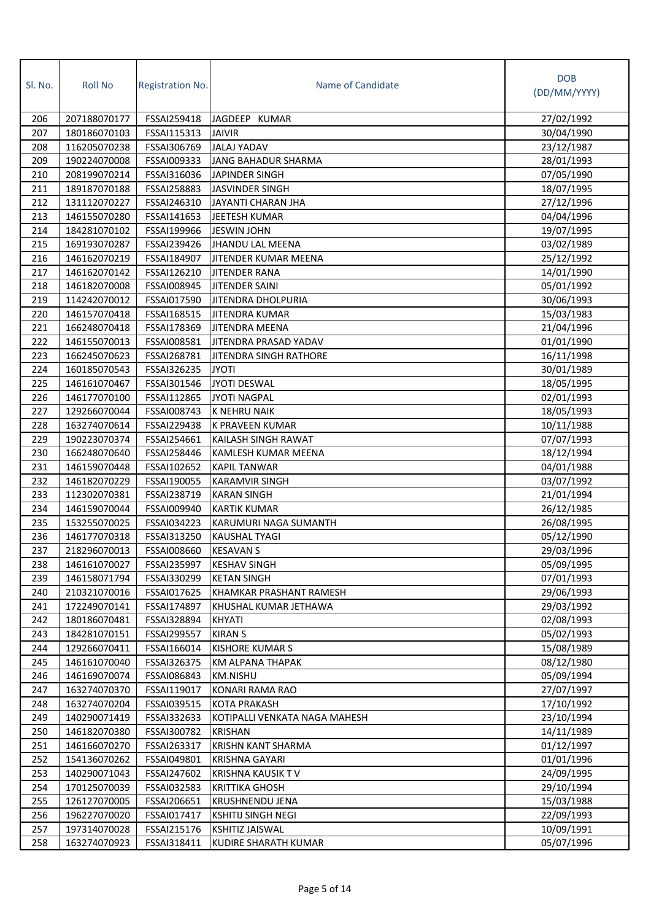| Sl. No. | Roll No | Registration No. | Name of Candidate | DOB (DD/MM/YYYY) |
|---|---|---|---|---|
| 206 | 207188070177 | FSSAI259418 | JAGDEEP KUMAR | 27/02/1992 |
| 207 | 180186070103 | FSSAI115313 | JAIVIR | 30/04/1990 |
| 208 | 116205070238 | FSSAI306769 | JALAJ YADAV | 23/12/1987 |
| 209 | 190224070008 | FSSAI009333 | JANG BAHADUR SHARMA | 28/01/1993 |
| 210 | 208199070214 | FSSAI316036 | JAPINDER SINGH | 07/05/1990 |
| 211 | 189187070188 | FSSAI258883 | JASVINDER SINGH | 18/07/1995 |
| 212 | 131112070227 | FSSAI246310 | JAYANTI CHARAN JHA | 27/12/1996 |
| 213 | 146155070280 | FSSAI141653 | JEETESH KUMAR | 04/04/1996 |
| 214 | 184281070102 | FSSAI199966 | JESWIN JOHN | 19/07/1995 |
| 215 | 169193070287 | FSSAI239426 | JHANDU LAL MEENA | 03/02/1989 |
| 216 | 146162070219 | FSSAI184907 | JITENDER KUMAR MEENA | 25/12/1992 |
| 217 | 146162070142 | FSSAI126210 | JITENDER RANA | 14/01/1990 |
| 218 | 146182070008 | FSSAI008945 | JITENDER SAINI | 05/01/1992 |
| 219 | 114242070012 | FSSAI017590 | JITENDRA DHOLPURIA | 30/06/1993 |
| 220 | 146157070418 | FSSAI168515 | JITENDRA KUMAR | 15/03/1983 |
| 221 | 166248070418 | FSSAI178369 | JITENDRA MEENA | 21/04/1996 |
| 222 | 146155070013 | FSSAI008581 | JITENDRA PRASAD YADAV | 01/01/1990 |
| 223 | 166245070623 | FSSAI268781 | JITENDRA SINGH RATHORE | 16/11/1998 |
| 224 | 160185070543 | FSSAI326235 | JYOTI | 30/01/1989 |
| 225 | 146161070467 | FSSAI301546 | JYOTI DESWAL | 18/05/1995 |
| 226 | 146177070100 | FSSAI112865 | JYOTI NAGPAL | 02/01/1993 |
| 227 | 129266070044 | FSSAI008743 | K NEHRU NAIK | 18/05/1993 |
| 228 | 163274070614 | FSSAI229438 | K PRAVEEN KUMAR | 10/11/1988 |
| 229 | 190223070374 | FSSAI254661 | KAILASH SINGH RAWAT | 07/07/1993 |
| 230 | 166248070640 | FSSAI258446 | KAMLESH KUMAR MEENA | 18/12/1994 |
| 231 | 146159070448 | FSSAI102652 | KAPIL TANWAR | 04/01/1988 |
| 232 | 146182070229 | FSSAI190055 | KARAMVIR SINGH | 03/07/1992 |
| 233 | 112302070381 | FSSAI238719 | KARAN SINGH | 21/01/1994 |
| 234 | 146159070044 | FSSAI009940 | KARTIK KUMAR | 26/12/1985 |
| 235 | 153255070025 | FSSAI034223 | KARUMURI NAGA SUMANTH | 26/08/1995 |
| 236 | 146177070318 | FSSAI313250 | KAUSHAL TYAGI | 05/12/1990 |
| 237 | 218296070013 | FSSAI008660 | KESAVAN S | 29/03/1996 |
| 238 | 146161070027 | FSSAI235997 | KESHAV SINGH | 05/09/1995 |
| 239 | 146158071794 | FSSAI330299 | KETAN SINGH | 07/01/1993 |
| 240 | 210321070016 | FSSAI017625 | KHAMKAR PRASHANT RAMESH | 29/06/1993 |
| 241 | 172249070141 | FSSAI174897 | KHUSHAL KUMAR JETHAWA | 29/03/1992 |
| 242 | 180186070481 | FSSAI328894 | KHYATI | 02/08/1993 |
| 243 | 184281070151 | FSSAI299557 | KIRAN S | 05/02/1993 |
| 244 | 129266070411 | FSSAI166014 | KISHORE KUMAR S | 15/08/1989 |
| 245 | 146161070040 | FSSAI326375 | KM ALPANA THAPAK | 08/12/1980 |
| 246 | 146169070074 | FSSAI086843 | KM.NISHU | 05/09/1994 |
| 247 | 163274070370 | FSSAI119017 | KONARI RAMA RAO | 27/07/1997 |
| 248 | 163274070204 | FSSAI039515 | KOTA PRAKASH | 17/10/1992 |
| 249 | 140290071419 | FSSAI332633 | KOTIPALLI VENKATA NAGA MAHESH | 23/10/1994 |
| 250 | 146182070380 | FSSAI300782 | KRISHAN | 14/11/1989 |
| 251 | 146166070270 | FSSAI263317 | KRISHN KANT SHARMA | 01/12/1997 |
| 252 | 154136070262 | FSSAI049801 | KRISHNA GAYARI | 01/01/1996 |
| 253 | 140290071043 | FSSAI247602 | KRISHNA KAUSIK T V | 24/09/1995 |
| 254 | 170125070039 | FSSAI032583 | KRITTIKA GHOSH | 29/10/1994 |
| 255 | 126127070005 | FSSAI206651 | KRUSHNENDU JENA | 15/03/1988 |
| 256 | 196227070020 | FSSAI017417 | KSHITIJ SINGH NEGI | 22/09/1993 |
| 257 | 197314070028 | FSSAI215176 | KSHITIZ JAISWAL | 10/09/1991 |
| 258 | 163274070923 | FSSAI318411 | KUDIRE SHARATH KUMAR | 05/07/1996 |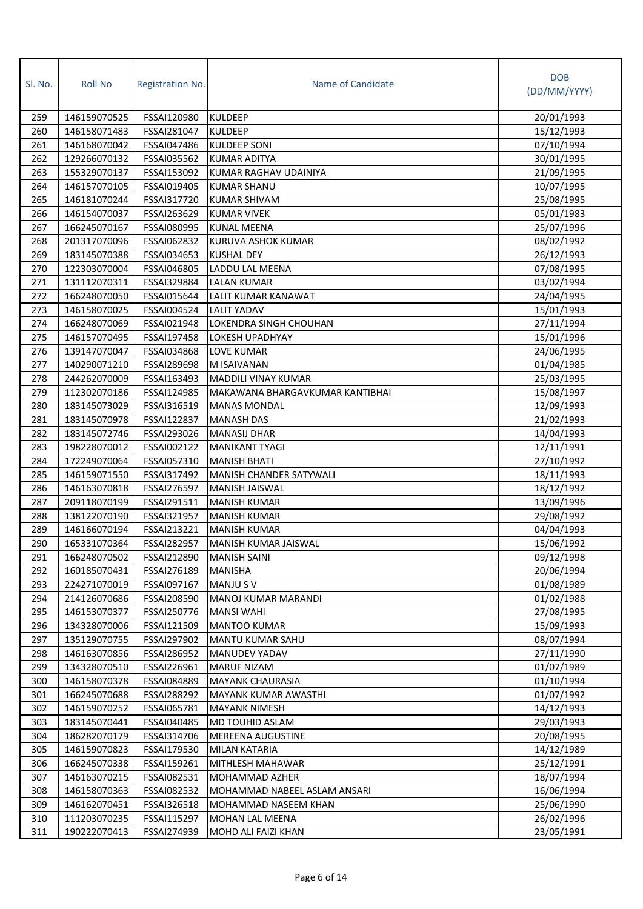| Sl. No. | Roll No | Registration No. | Name of Candidate | DOB (DD/MM/YYYY) |
|---|---|---|---|---|
| 259 | 146159070525 | FSSAI120980 | KULDEEP | 20/01/1993 |
| 260 | 146158071483 | FSSAI281047 | KULDEEP | 15/12/1993 |
| 261 | 146168070042 | FSSAI047486 | KULDEEP SONI | 07/10/1994 |
| 262 | 129266070132 | FSSAI035562 | KUMAR ADITYA | 30/01/1995 |
| 263 | 155329070137 | FSSAI153092 | KUMAR RAGHAV UDAINIYA | 21/09/1995 |
| 264 | 146157070105 | FSSAI019405 | KUMAR SHANU | 10/07/1995 |
| 265 | 146181070244 | FSSAI317720 | KUMAR SHIVAM | 25/08/1995 |
| 266 | 146154070037 | FSSAI263629 | KUMAR VIVEK | 05/01/1983 |
| 267 | 166245070167 | FSSAI080995 | KUNAL MEENA | 25/07/1996 |
| 268 | 201317070096 | FSSAI062832 | KURUVA ASHOK KUMAR | 08/02/1992 |
| 269 | 183145070388 | FSSAI034653 | KUSHAL DEY | 26/12/1993 |
| 270 | 122303070004 | FSSAI046805 | LADDU LAL MEENA | 07/08/1995 |
| 271 | 131112070311 | FSSAI329884 | LALAN KUMAR | 03/02/1994 |
| 272 | 166248070050 | FSSAI015644 | LALIT KUMAR KANAWAT | 24/04/1995 |
| 273 | 146158070025 | FSSAI004524 | LALIT YADAV | 15/01/1993 |
| 274 | 166248070069 | FSSAI021948 | LOKENDRA SINGH CHOUHAN | 27/11/1994 |
| 275 | 146157070495 | FSSAI197458 | LOKESH UPADHYAY | 15/01/1996 |
| 276 | 139147070047 | FSSAI034868 | LOVE KUMAR | 24/06/1995 |
| 277 | 140290071210 | FSSAI289698 | M ISAIVANAN | 01/04/1985 |
| 278 | 244262070009 | FSSAI163493 | MADDILI VINAY KUMAR | 25/03/1995 |
| 279 | 112302070186 | FSSAI124985 | MAKAWANA BHARGAVKUMAR KANTIBHAI | 15/08/1997 |
| 280 | 183145073029 | FSSAI316519 | MANAS MONDAL | 12/09/1993 |
| 281 | 183145070978 | FSSAI122837 | MANASH DAS | 21/02/1993 |
| 282 | 183145072746 | FSSAI293026 | MANASIJ DHAR | 14/04/1993 |
| 283 | 198228070012 | FSSAI002122 | MANIKANT TYAGI | 12/11/1991 |
| 284 | 172249070064 | FSSAI057310 | MANISH BHATI | 27/10/1992 |
| 285 | 146159071550 | FSSAI317492 | MANISH CHANDER SATYWALI | 18/11/1993 |
| 286 | 146163070818 | FSSAI276597 | MANISH JAISWAL | 18/12/1992 |
| 287 | 209118070199 | FSSAI291511 | MANISH KUMAR | 13/09/1996 |
| 288 | 138122070190 | FSSAI321957 | MANISH KUMAR | 29/08/1992 |
| 289 | 146166070194 | FSSAI213221 | MANISH KUMAR | 04/04/1993 |
| 290 | 165331070364 | FSSAI282957 | MANISH KUMAR JAISWAL | 15/06/1992 |
| 291 | 166248070502 | FSSAI212890 | MANISH SAINI | 09/12/1998 |
| 292 | 160185070431 | FSSAI276189 | MANISHA | 20/06/1994 |
| 293 | 224271070019 | FSSAI097167 | MANJU S V | 01/08/1989 |
| 294 | 214126070686 | FSSAI208590 | MANOJ KUMAR MARANDI | 01/02/1988 |
| 295 | 146153070377 | FSSAI250776 | MANSI WAHI | 27/08/1995 |
| 296 | 134328070006 | FSSAI121509 | MANTOO KUMAR | 15/09/1993 |
| 297 | 135129070755 | FSSAI297902 | MANTU KUMAR SAHU | 08/07/1994 |
| 298 | 146163070856 | FSSAI286952 | MANUDEV YADAV | 27/11/1990 |
| 299 | 134328070510 | FSSAI226961 | MARUF NIZAM | 01/07/1989 |
| 300 | 146158070378 | FSSAI084889 | MAYANK CHAURASIA | 01/10/1994 |
| 301 | 166245070688 | FSSAI288292 | MAYANK KUMAR AWASTHI | 01/07/1992 |
| 302 | 146159070252 | FSSAI065781 | MAYANK NIMESH | 14/12/1993 |
| 303 | 183145070441 | FSSAI040485 | MD TOUHID ASLAM | 29/03/1993 |
| 304 | 186282070179 | FSSAI314706 | MEREENA AUGUSTINE | 20/08/1995 |
| 305 | 146159070823 | FSSAI179530 | MILAN KATARIA | 14/12/1989 |
| 306 | 166245070338 | FSSAI159261 | MITHLESH MAHAWAR | 25/12/1991 |
| 307 | 146163070215 | FSSAI082531 | MOHAMMAD AZHER | 18/07/1994 |
| 308 | 146158070363 | FSSAI082532 | MOHAMMAD NABEEL ASLAM ANSARI | 16/06/1994 |
| 309 | 146162070451 | FSSAI326518 | MOHAMMAD NASEEM KHAN | 25/06/1990 |
| 310 | 111203070235 | FSSAI115297 | MOHAN LAL MEENA | 26/02/1996 |
| 311 | 190222070413 | FSSAI274939 | MOHD ALI FAIZI KHAN | 23/05/1991 |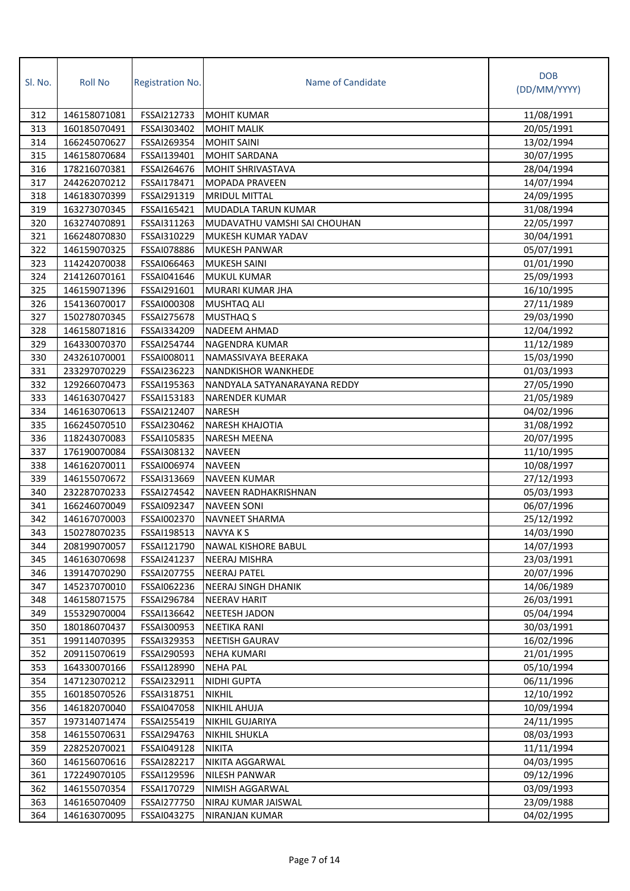| Sl. No. | Roll No | Registration No. | Name of Candidate | DOB (DD/MM/YYYY) |
|---|---|---|---|---|
| 312 | 146158071081 | FSSAI212733 | MOHIT KUMAR | 11/08/1991 |
| 313 | 160185070491 | FSSAI303402 | MOHIT MALIK | 20/05/1991 |
| 314 | 166245070627 | FSSAI269354 | MOHIT SAINI | 13/02/1994 |
| 315 | 146158070684 | FSSAI139401 | MOHIT SARDANA | 30/07/1995 |
| 316 | 178216070381 | FSSAI264676 | MOHIT SHRIVASTAVA | 28/04/1994 |
| 317 | 244262070212 | FSSAI178471 | MOPADA PRAVEEN | 14/07/1994 |
| 318 | 146183070399 | FSSAI291319 | MRIDUL MITTAL | 24/09/1995 |
| 319 | 163273070345 | FSSAI165421 | MUDADLA TARUN KUMAR | 31/08/1994 |
| 320 | 163274070891 | FSSAI311263 | MUDAVATHU VAMSHI SAI CHOUHAN | 22/05/1997 |
| 321 | 166248070830 | FSSAI310229 | MUKESH KUMAR YADAV | 30/04/1991 |
| 322 | 146159070325 | FSSAI078886 | MUKESH PANWAR | 05/07/1991 |
| 323 | 114242070038 | FSSAI066463 | MUKESH SAINI | 01/01/1990 |
| 324 | 214126070161 | FSSAI041646 | MUKUL KUMAR | 25/09/1993 |
| 325 | 146159071396 | FSSAI291601 | MURARI KUMAR JHA | 16/10/1995 |
| 326 | 154136070017 | FSSAI000308 | MUSHTAQ ALI | 27/11/1989 |
| 327 | 150278070345 | FSSAI275678 | MUSTHAQ S | 29/03/1990 |
| 328 | 146158071816 | FSSAI334209 | NADEEM AHMAD | 12/04/1992 |
| 329 | 164330070370 | FSSAI254744 | NAGENDRA KUMAR | 11/12/1989 |
| 330 | 243261070001 | FSSAI008011 | NAMASSIVAYA BEERAKA | 15/03/1990 |
| 331 | 233297070229 | FSSAI236223 | NANDKISHOR WANKHEDE | 01/03/1993 |
| 332 | 129266070473 | FSSAI195363 | NANDYALA SATYANARAYANA REDDY | 27/05/1990 |
| 333 | 146163070427 | FSSAI153183 | NARENDER KUMAR | 21/05/1989 |
| 334 | 146163070613 | FSSAI212407 | NARESH | 04/02/1996 |
| 335 | 166245070510 | FSSAI230462 | NARESH KHAJOTIA | 31/08/1992 |
| 336 | 118243070083 | FSSAI105835 | NARESH MEENA | 20/07/1995 |
| 337 | 176190070084 | FSSAI308132 | NAVEEN | 11/10/1995 |
| 338 | 146162070011 | FSSAI006974 | NAVEEN | 10/08/1997 |
| 339 | 146155070672 | FSSAI313669 | NAVEEN KUMAR | 27/12/1993 |
| 340 | 232287070233 | FSSAI274542 | NAVEEN RADHAKRISHNAN | 05/03/1993 |
| 341 | 166246070049 | FSSAI092347 | NAVEEN SONI | 06/07/1996 |
| 342 | 146167070003 | FSSAI002370 | NAVNEET SHARMA | 25/12/1992 |
| 343 | 150278070235 | FSSAI198513 | NAVYA K S | 14/03/1990 |
| 344 | 208199070057 | FSSAI121790 | NAWAL KISHORE BABUL | 14/07/1993 |
| 345 | 146163070698 | FSSAI241237 | NEERAJ MISHRA | 23/03/1991 |
| 346 | 139147070290 | FSSAI207755 | NEERAJ PATEL | 20/07/1996 |
| 347 | 145237070010 | FSSAI062236 | NEERAJ SINGH DHANIK | 14/06/1989 |
| 348 | 146158071575 | FSSAI296784 | NEERAV HARIT | 26/03/1991 |
| 349 | 155329070004 | FSSAI136642 | NEETESH JADON | 05/04/1994 |
| 350 | 180186070437 | FSSAI300953 | NEETIKA RANI | 30/03/1991 |
| 351 | 199114070395 | FSSAI329353 | NEETISH GAURAV | 16/02/1996 |
| 352 | 209115070619 | FSSAI290593 | NEHA KUMARI | 21/01/1995 |
| 353 | 164330070166 | FSSAI128990 | NEHA PAL | 05/10/1994 |
| 354 | 147123070212 | FSSAI232911 | NIDHI GUPTA | 06/11/1996 |
| 355 | 160185070526 | FSSAI318751 | NIKHIL | 12/10/1992 |
| 356 | 146182070040 | FSSAI047058 | NIKHIL AHUJA | 10/09/1994 |
| 357 | 197314071474 | FSSAI255419 | NIKHIL GUJARIYA | 24/11/1995 |
| 358 | 146155070631 | FSSAI294763 | NIKHIL SHUKLA | 08/03/1993 |
| 359 | 228252070021 | FSSAI049128 | NIKITA | 11/11/1994 |
| 360 | 146156070616 | FSSAI282217 | NIKITA AGGARWAL | 04/03/1995 |
| 361 | 172249070105 | FSSAI129596 | NILESH PANWAR | 09/12/1996 |
| 362 | 146155070354 | FSSAI170729 | NIMISH AGGARWAL | 03/09/1993 |
| 363 | 146165070409 | FSSAI277750 | NIRAJ KUMAR JAISWAL | 23/09/1988 |
| 364 | 146163070095 | FSSAI043275 | NIRANJAN KUMAR | 04/02/1995 |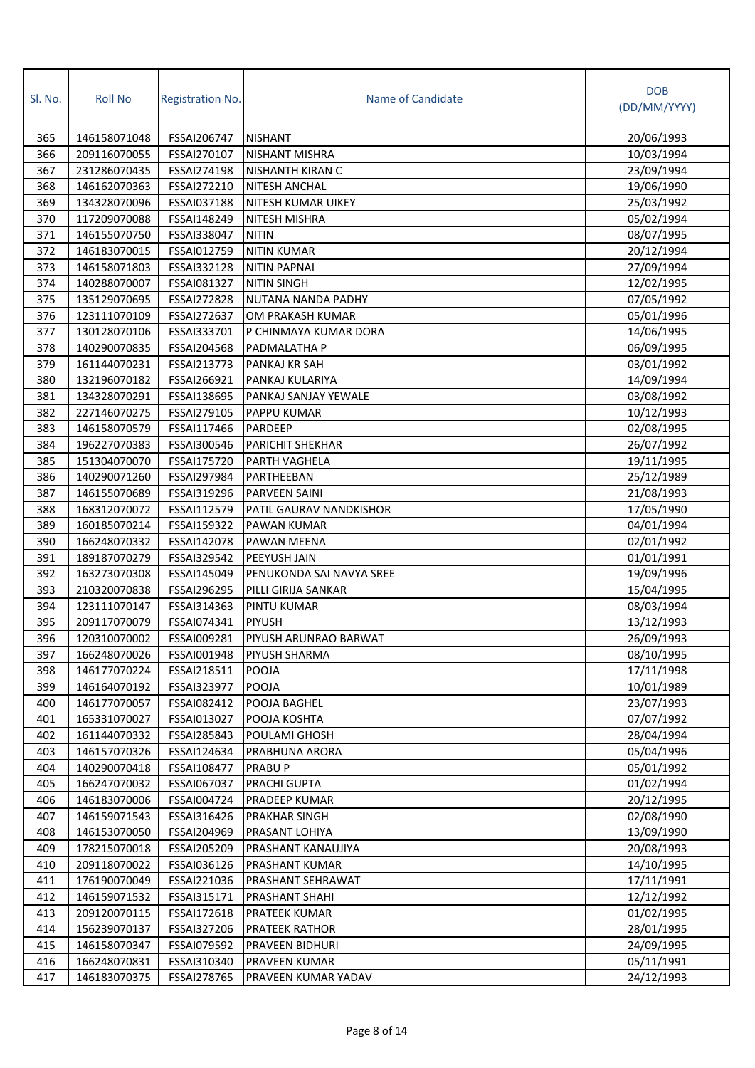| Sl. No. | Roll No | Registration No. | Name of Candidate | DOB (DD/MM/YYYY) |
|---|---|---|---|---|
| 365 | 146158071048 | FSSAI206747 | NISHANT | 20/06/1993 |
| 366 | 209116070055 | FSSAI270107 | NISHANT MISHRA | 10/03/1994 |
| 367 | 231286070435 | FSSAI274198 | NISHANTH KIRAN C | 23/09/1994 |
| 368 | 146162070363 | FSSAI272210 | NITESH ANCHAL | 19/06/1990 |
| 369 | 134328070096 | FSSAI037188 | NITESH KUMAR UIKEY | 25/03/1992 |
| 370 | 117209070088 | FSSAI148249 | NITESH MISHRA | 05/02/1994 |
| 371 | 146155070750 | FSSAI338047 | NITIN | 08/07/1995 |
| 372 | 146183070015 | FSSAI012759 | NITIN KUMAR | 20/12/1994 |
| 373 | 146158071803 | FSSAI332128 | NITIN PAPNAI | 27/09/1994 |
| 374 | 140288070007 | FSSAI081327 | NITIN SINGH | 12/02/1995 |
| 375 | 135129070695 | FSSAI272828 | NUTANA NANDA PADHY | 07/05/1992 |
| 376 | 123111070109 | FSSAI272637 | OM PRAKASH KUMAR | 05/01/1996 |
| 377 | 130128070106 | FSSAI333701 | P CHINMAYA KUMAR DORA | 14/06/1995 |
| 378 | 140290070835 | FSSAI204568 | PADMALATHA P | 06/09/1995 |
| 379 | 161144070231 | FSSAI213773 | PANKAJ KR SAH | 03/01/1992 |
| 380 | 132196070182 | FSSAI266921 | PANKAJ KULARIYA | 14/09/1994 |
| 381 | 134328070291 | FSSAI138695 | PANKAJ SANJAY YEWALE | 03/08/1992 |
| 382 | 227146070275 | FSSAI279105 | PAPPU KUMAR | 10/12/1993 |
| 383 | 146158070579 | FSSAI117466 | PARDEEP | 02/08/1995 |
| 384 | 196227070383 | FSSAI300546 | PARICHIT SHEKHAR | 26/07/1992 |
| 385 | 151304070070 | FSSAI175720 | PARTH VAGHELA | 19/11/1995 |
| 386 | 140290071260 | FSSAI297984 | PARTHEEBAN | 25/12/1989 |
| 387 | 146155070689 | FSSAI319296 | PARVEEN SAINI | 21/08/1993 |
| 388 | 168312070072 | FSSAI112579 | PATIL GAURAV NANDKISHOR | 17/05/1990 |
| 389 | 160185070214 | FSSAI159322 | PAWAN KUMAR | 04/01/1994 |
| 390 | 166248070332 | FSSAI142078 | PAWAN MEENA | 02/01/1992 |
| 391 | 189187070279 | FSSAI329542 | PEEYUSH JAIN | 01/01/1991 |
| 392 | 163273070308 | FSSAI145049 | PENUKONDA SAI NAVYA SREE | 19/09/1996 |
| 393 | 210320070838 | FSSAI296295 | PILLI GIRIJA SANKAR | 15/04/1995 |
| 394 | 123111070147 | FSSAI314363 | PINTU KUMAR | 08/03/1994 |
| 395 | 209117070079 | FSSAI074341 | PIYUSH | 13/12/1993 |
| 396 | 120310070002 | FSSAI009281 | PIYUSH ARUNRAO BARWAT | 26/09/1993 |
| 397 | 166248070026 | FSSAI001948 | PIYUSH SHARMA | 08/10/1995 |
| 398 | 146177070224 | FSSAI218511 | POOJA | 17/11/1998 |
| 399 | 146164070192 | FSSAI323977 | POOJA | 10/01/1989 |
| 400 | 146177070057 | FSSAI082412 | POOJA BAGHEL | 23/07/1993 |
| 401 | 165331070027 | FSSAI013027 | POOJA KOSHTA | 07/07/1992 |
| 402 | 161144070332 | FSSAI285843 | POULAMI GHOSH | 28/04/1994 |
| 403 | 146157070326 | FSSAI124634 | PRABHUNA ARORA | 05/04/1996 |
| 404 | 140290070418 | FSSAI108477 | PRABU P | 05/01/1992 |
| 405 | 166247070032 | FSSAI067037 | PRACHI GUPTA | 01/02/1994 |
| 406 | 146183070006 | FSSAI004724 | PRADEEP KUMAR | 20/12/1995 |
| 407 | 146159071543 | FSSAI316426 | PRAKHAR SINGH | 02/08/1990 |
| 408 | 146153070050 | FSSAI204969 | PRASANT LOHIYA | 13/09/1990 |
| 409 | 178215070018 | FSSAI205209 | PRASHANT KANAUJIYA | 20/08/1993 |
| 410 | 209118070022 | FSSAI036126 | PRASHANT KUMAR | 14/10/1995 |
| 411 | 176190070049 | FSSAI221036 | PRASHANT SEHRAWAT | 17/11/1991 |
| 412 | 146159071532 | FSSAI315171 | PRASHANT SHAHI | 12/12/1992 |
| 413 | 209120070115 | FSSAI172618 | PRATEEK KUMAR | 01/02/1995 |
| 414 | 156239070137 | FSSAI327206 | PRATEEK RATHOR | 28/01/1995 |
| 415 | 146158070347 | FSSAI079592 | PRAVEEN BIDHURI | 24/09/1995 |
| 416 | 166248070831 | FSSAI310340 | PRAVEEN KUMAR | 05/11/1991 |
| 417 | 146183070375 | FSSAI278765 | PRAVEEN KUMAR YADAV | 24/12/1993 |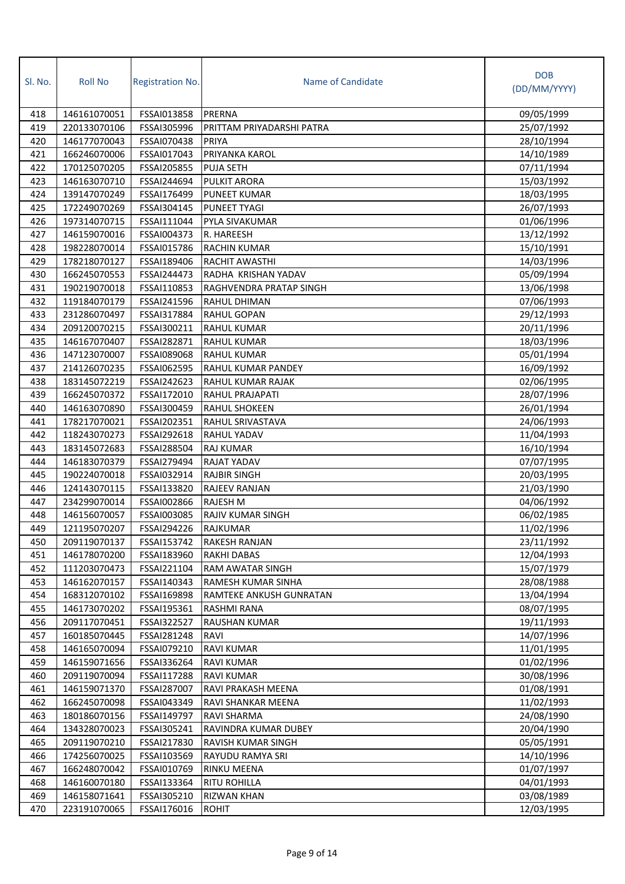| Sl. No. | Roll No | Registration No. | Name of Candidate | DOB (DD/MM/YYYY) |
|---|---|---|---|---|
| 418 | 146161070051 | FSSAI013858 | PRERNA | 09/05/1999 |
| 419 | 220133070106 | FSSAI305996 | PRITTAM PRIYADARSHI PATRA | 25/07/1992 |
| 420 | 146177070043 | FSSAI070438 | PRIYA | 28/10/1994 |
| 421 | 166246070006 | FSSAI017043 | PRIYANKA KAROL | 14/10/1989 |
| 422 | 170125070205 | FSSAI205855 | PUJA SETH | 07/11/1994 |
| 423 | 146163070710 | FSSAI244694 | PULKIT ARORA | 15/03/1992 |
| 424 | 139147070249 | FSSAI176499 | PUNEET KUMAR | 18/03/1995 |
| 425 | 172249070269 | FSSAI304145 | PUNEET TYAGI | 26/07/1993 |
| 426 | 197314070715 | FSSAI111044 | PYLA SIVAKUMAR | 01/06/1996 |
| 427 | 146159070016 | FSSAI004373 | R. HAREESH | 13/12/1992 |
| 428 | 198228070014 | FSSAI015786 | RACHIN KUMAR | 15/10/1991 |
| 429 | 178218070127 | FSSAI189406 | RACHIT AWASTHI | 14/03/1996 |
| 430 | 166245070553 | FSSAI244473 | RADHA KRISHAN YADAV | 05/09/1994 |
| 431 | 190219070018 | FSSAI110853 | RAGHVENDRA PRATAP SINGH | 13/06/1998 |
| 432 | 119184070179 | FSSAI241596 | RAHUL DHIMAN | 07/06/1993 |
| 433 | 231286070497 | FSSAI317884 | RAHUL GOPAN | 29/12/1993 |
| 434 | 209120070215 | FSSAI300211 | RAHUL KUMAR | 20/11/1996 |
| 435 | 146167070407 | FSSAI282871 | RAHUL KUMAR | 18/03/1996 |
| 436 | 147123070007 | FSSAI089068 | RAHUL KUMAR | 05/01/1994 |
| 437 | 214126070235 | FSSAI062595 | RAHUL KUMAR PANDEY | 16/09/1992 |
| 438 | 183145072219 | FSSAI242623 | RAHUL KUMAR RAJAK | 02/06/1995 |
| 439 | 166245070372 | FSSAI172010 | RAHUL PRAJAPATI | 28/07/1996 |
| 440 | 146163070890 | FSSAI300459 | RAHUL SHOKEEN | 26/01/1994 |
| 441 | 178217070021 | FSSAI202351 | RAHUL SRIVASTAVA | 24/06/1993 |
| 442 | 118243070273 | FSSAI292618 | RAHUL YADAV | 11/04/1993 |
| 443 | 183145072683 | FSSAI288504 | RAJ KUMAR | 16/10/1994 |
| 444 | 146183070379 | FSSAI279494 | RAJAT YADAV | 07/07/1995 |
| 445 | 190224070018 | FSSAI032914 | RAJBIR SINGH | 20/03/1995 |
| 446 | 124143070115 | FSSAI133820 | RAJEEV RANJAN | 21/03/1990 |
| 447 | 234299070014 | FSSAI002866 | RAJESH M | 04/06/1992 |
| 448 | 146156070057 | FSSAI003085 | RAJIV KUMAR SINGH | 06/02/1985 |
| 449 | 121195070207 | FSSAI294226 | RAJKUMAR | 11/02/1996 |
| 450 | 209119070137 | FSSAI153742 | RAKESH RANJAN | 23/11/1992 |
| 451 | 146178070200 | FSSAI183960 | RAKHI DABAS | 12/04/1993 |
| 452 | 111203070473 | FSSAI221104 | RAM AWATAR SINGH | 15/07/1979 |
| 453 | 146162070157 | FSSAI140343 | RAMESH KUMAR SINHA | 28/08/1988 |
| 454 | 168312070102 | FSSAI169898 | RAMTEKE ANKUSH GUNRATAN | 13/04/1994 |
| 455 | 146173070202 | FSSAI195361 | RASHMI RANA | 08/07/1995 |
| 456 | 209117070451 | FSSAI322527 | RAUSHAN KUMAR | 19/11/1993 |
| 457 | 160185070445 | FSSAI281248 | RAVI | 14/07/1996 |
| 458 | 146165070094 | FSSAI079210 | RAVI KUMAR | 11/01/1995 |
| 459 | 146159071656 | FSSAI336264 | RAVI KUMAR | 01/02/1996 |
| 460 | 209119070094 | FSSAI117288 | RAVI KUMAR | 30/08/1996 |
| 461 | 146159071370 | FSSAI287007 | RAVI PRAKASH MEENA | 01/08/1991 |
| 462 | 166245070098 | FSSAI043349 | RAVI SHANKAR MEENA | 11/02/1993 |
| 463 | 180186070156 | FSSAI149797 | RAVI SHARMA | 24/08/1990 |
| 464 | 134328070023 | FSSAI305241 | RAVINDRA KUMAR DUBEY | 20/04/1990 |
| 465 | 209119070210 | FSSAI217830 | RAVISH KUMAR SINGH | 05/05/1991 |
| 466 | 174256070025 | FSSAI103569 | RAYUDU RAMYA SRI | 14/10/1996 |
| 467 | 166248070042 | FSSAI010769 | RINKU MEENA | 01/07/1997 |
| 468 | 146160070180 | FSSAI133364 | RITU ROHILLA | 04/01/1993 |
| 469 | 146158071641 | FSSAI305210 | RIZWAN KHAN | 03/08/1989 |
| 470 | 223191070065 | FSSAI176016 | ROHIT | 12/03/1995 |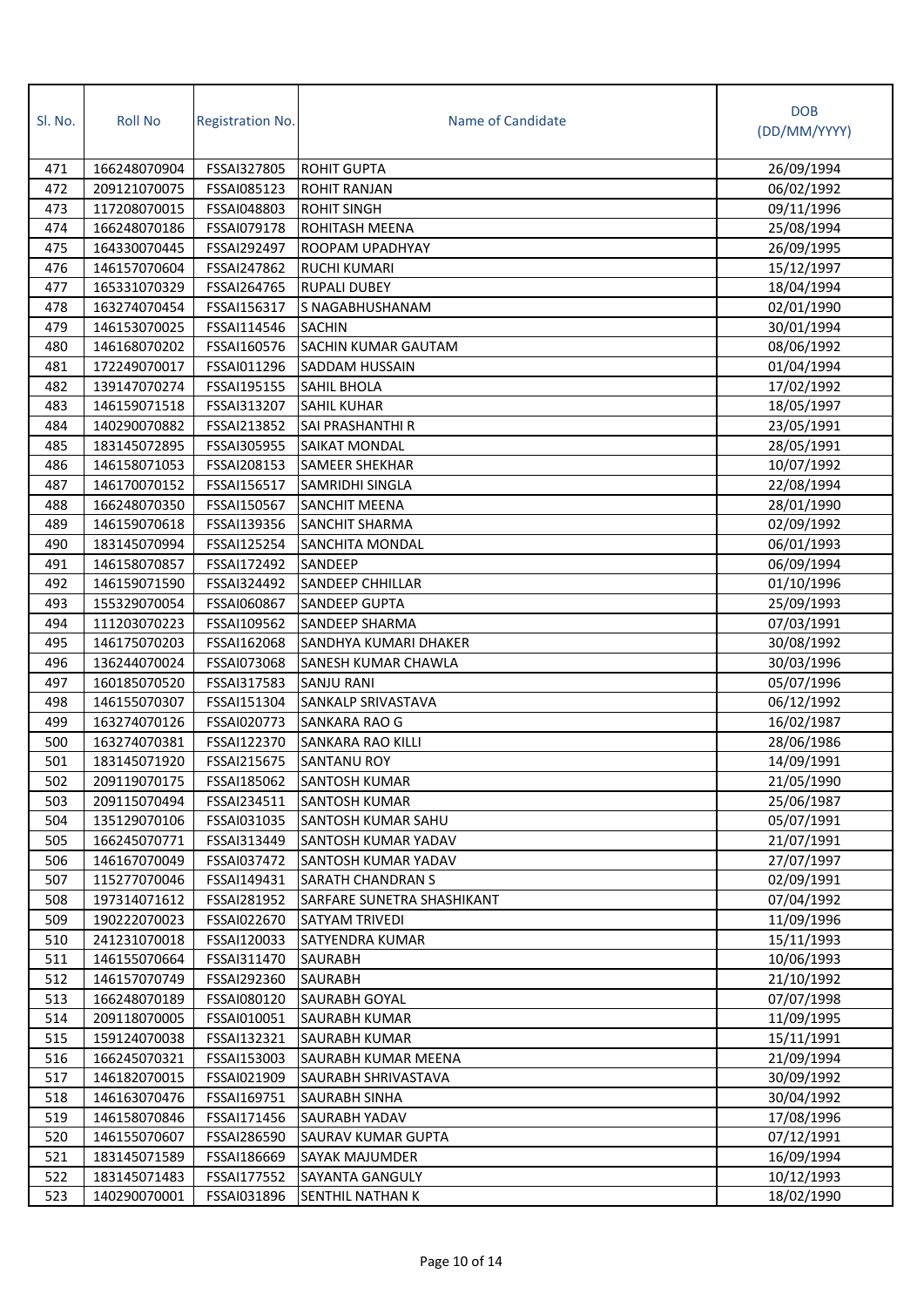| Sl. No. | Roll No | Registration No. | Name of Candidate | DOB (DD/MM/YYYY) |
|---|---|---|---|---|
| 471 | 166248070904 | FSSAI327805 | ROHIT GUPTA | 26/09/1994 |
| 472 | 209121070075 | FSSAI085123 | ROHIT RANJAN | 06/02/1992 |
| 473 | 117208070015 | FSSAI048803 | ROHIT SINGH | 09/11/1996 |
| 474 | 166248070186 | FSSAI079178 | ROHITASH MEENA | 25/08/1994 |
| 475 | 164330070445 | FSSAI292497 | ROOPAM UPADHYAY | 26/09/1995 |
| 476 | 146157070604 | FSSAI247862 | RUCHI KUMARI | 15/12/1997 |
| 477 | 165331070329 | FSSAI264765 | RUPALI DUBEY | 18/04/1994 |
| 478 | 163274070454 | FSSAI156317 | S NAGABHUSHANAM | 02/01/1990 |
| 479 | 146153070025 | FSSAI114546 | SACHIN | 30/01/1994 |
| 480 | 146168070202 | FSSAI160576 | SACHIN KUMAR GAUTAM | 08/06/1992 |
| 481 | 172249070017 | FSSAI011296 | SADDAM HUSSAIN | 01/04/1994 |
| 482 | 139147070274 | FSSAI195155 | SAHIL BHOLA | 17/02/1992 |
| 483 | 146159071518 | FSSAI313207 | SAHIL KUHAR | 18/05/1997 |
| 484 | 140290070882 | FSSAI213852 | SAI PRASHANTHI R | 23/05/1991 |
| 485 | 183145072895 | FSSAI305955 | SAIKAT MONDAL | 28/05/1991 |
| 486 | 146158071053 | FSSAI208153 | SAMEER SHEKHAR | 10/07/1992 |
| 487 | 146170070152 | FSSAI156517 | SAMRIDHI SINGLA | 22/08/1994 |
| 488 | 166248070350 | FSSAI150567 | SANCHIT MEENA | 28/01/1990 |
| 489 | 146159070618 | FSSAI139356 | SANCHIT SHARMA | 02/09/1992 |
| 490 | 183145070994 | FSSAI125254 | SANCHITA MONDAL | 06/01/1993 |
| 491 | 146158070857 | FSSAI172492 | SANDEEP | 06/09/1994 |
| 492 | 146159071590 | FSSAI324492 | SANDEEP CHHILLAR | 01/10/1996 |
| 493 | 155329070054 | FSSAI060867 | SANDEEP GUPTA | 25/09/1993 |
| 494 | 111203070223 | FSSAI109562 | SANDEEP SHARMA | 07/03/1991 |
| 495 | 146175070203 | FSSAI162068 | SANDHYA KUMARI DHAKER | 30/08/1992 |
| 496 | 136244070024 | FSSAI073068 | SANESH KUMAR CHAWLA | 30/03/1996 |
| 497 | 160185070520 | FSSAI317583 | SANJU RANI | 05/07/1996 |
| 498 | 146155070307 | FSSAI151304 | SANKALP SRIVASTAVA | 06/12/1992 |
| 499 | 163274070126 | FSSAI020773 | SANKARA RAO G | 16/02/1987 |
| 500 | 163274070381 | FSSAI122370 | SANKARA RAO KILLI | 28/06/1986 |
| 501 | 183145071920 | FSSAI215675 | SANTANU ROY | 14/09/1991 |
| 502 | 209119070175 | FSSAI185062 | SANTOSH KUMAR | 21/05/1990 |
| 503 | 209115070494 | FSSAI234511 | SANTOSH KUMAR | 25/06/1987 |
| 504 | 135129070106 | FSSAI031035 | SANTOSH KUMAR SAHU | 05/07/1991 |
| 505 | 166245070771 | FSSAI313449 | SANTOSH KUMAR YADAV | 21/07/1991 |
| 506 | 146167070049 | FSSAI037472 | SANTOSH KUMAR YADAV | 27/07/1997 |
| 507 | 115277070046 | FSSAI149431 | SARATH CHANDRAN S | 02/09/1991 |
| 508 | 197314071612 | FSSAI281952 | SARFARE SUNETRA SHASHIKANT | 07/04/1992 |
| 509 | 190222070023 | FSSAI022670 | SATYAM TRIVEDI | 11/09/1996 |
| 510 | 241231070018 | FSSAI120033 | SATYENDRA KUMAR | 15/11/1993 |
| 511 | 146155070664 | FSSAI311470 | SAURABH | 10/06/1993 |
| 512 | 146157070749 | FSSAI292360 | SAURABH | 21/10/1992 |
| 513 | 166248070189 | FSSAI080120 | SAURABH GOYAL | 07/07/1998 |
| 514 | 209118070005 | FSSAI010051 | SAURABH KUMAR | 11/09/1995 |
| 515 | 159124070038 | FSSAI132321 | SAURABH KUMAR | 15/11/1991 |
| 516 | 166245070321 | FSSAI153003 | SAURABH KUMAR MEENA | 21/09/1994 |
| 517 | 146182070015 | FSSAI021909 | SAURABH SHRIVASTAVA | 30/09/1992 |
| 518 | 146163070476 | FSSAI169751 | SAURABH SINHA | 30/04/1992 |
| 519 | 146158070846 | FSSAI171456 | SAURABH YADAV | 17/08/1996 |
| 520 | 146155070607 | FSSAI286590 | SAURAV KUMAR GUPTA | 07/12/1991 |
| 521 | 183145071589 | FSSAI186669 | SAYAK MAJUMDER | 16/09/1994 |
| 522 | 183145071483 | FSSAI177552 | SAYANTA GANGULY | 10/12/1993 |
| 523 | 140290070001 | FSSAI031896 | SENTHIL NATHAN K | 18/02/1990 |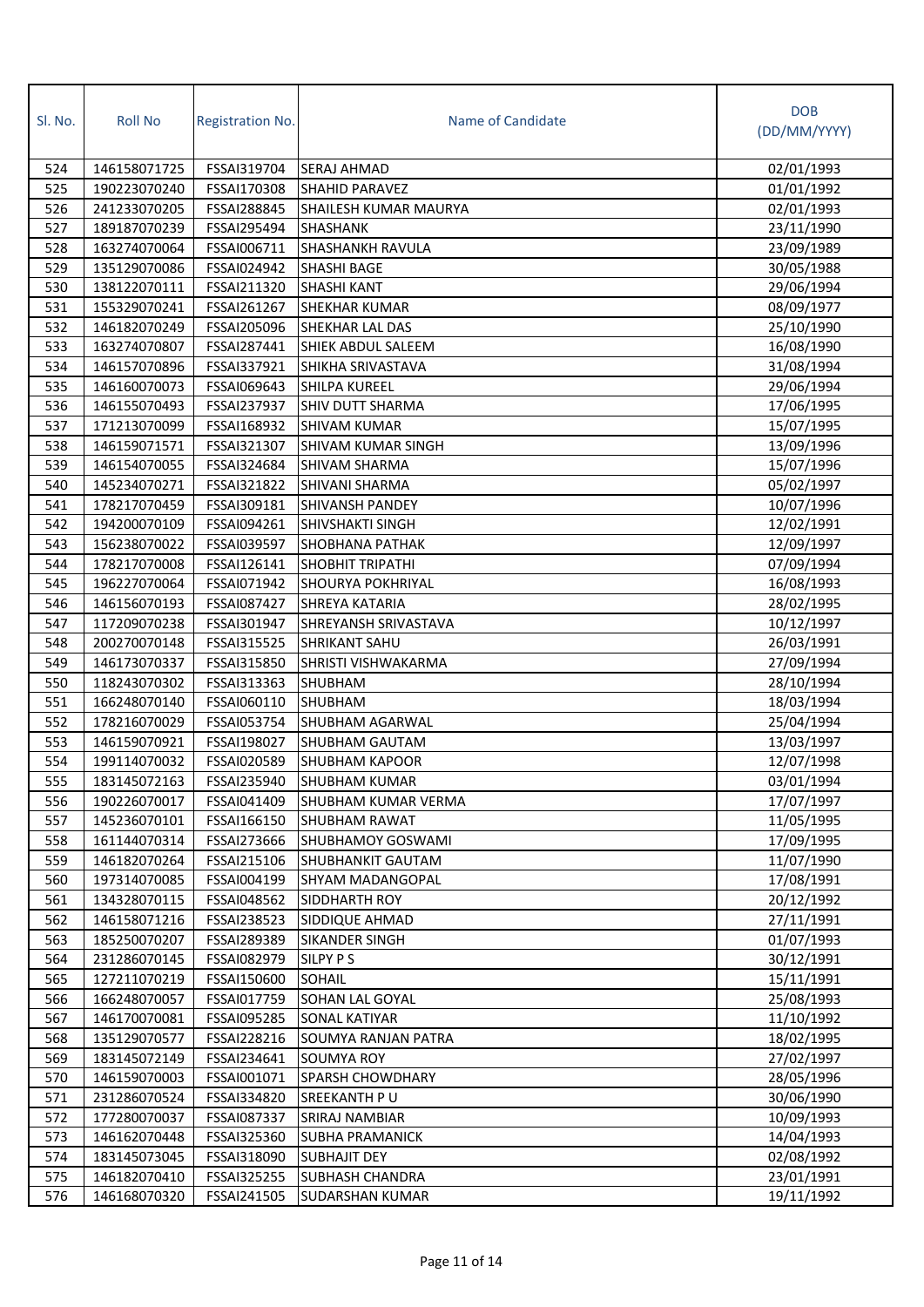| Sl. No. | Roll No | Registration No. | Name of Candidate | DOB (DD/MM/YYYY) |
|---|---|---|---|---|
| 524 | 146158071725 | FSSAI319704 | SERAJ AHMAD | 02/01/1993 |
| 525 | 190223070240 | FSSAI170308 | SHAHID PARAVEZ | 01/01/1992 |
| 526 | 241233070205 | FSSAI288845 | SHAILESH KUMAR MAURYA | 02/01/1993 |
| 527 | 189187070239 | FSSAI295494 | SHASHANK | 23/11/1990 |
| 528 | 163274070064 | FSSAI006711 | SHASHANKH RAVULA | 23/09/1989 |
| 529 | 135129070086 | FSSAI024942 | SHASHI BAGE | 30/05/1988 |
| 530 | 138122070111 | FSSAI211320 | SHASHI KANT | 29/06/1994 |
| 531 | 155329070241 | FSSAI261267 | SHEKHAR KUMAR | 08/09/1977 |
| 532 | 146182070249 | FSSAI205096 | SHEKHAR LAL DAS | 25/10/1990 |
| 533 | 163274070807 | FSSAI287441 | SHIEK ABDUL SALEEM | 16/08/1990 |
| 534 | 146157070896 | FSSAI337921 | SHIKHA SRIVASTAVA | 31/08/1994 |
| 535 | 146160070073 | FSSAI069643 | SHILPA KUREEL | 29/06/1994 |
| 536 | 146155070493 | FSSAI237937 | SHIV DUTT SHARMA | 17/06/1995 |
| 537 | 171213070099 | FSSAI168932 | SHIVAM KUMAR | 15/07/1995 |
| 538 | 146159071571 | FSSAI321307 | SHIVAM KUMAR SINGH | 13/09/1996 |
| 539 | 146154070055 | FSSAI324684 | SHIVAM SHARMA | 15/07/1996 |
| 540 | 145234070271 | FSSAI321822 | SHIVANI SHARMA | 05/02/1997 |
| 541 | 178217070459 | FSSAI309181 | SHIVANSH PANDEY | 10/07/1996 |
| 542 | 194200070109 | FSSAI094261 | SHIVSHAKTI SINGH | 12/02/1991 |
| 543 | 156238070022 | FSSAI039597 | SHOBHANA PATHAK | 12/09/1997 |
| 544 | 178217070008 | FSSAI126141 | SHOBHIT TRIPATHI | 07/09/1994 |
| 545 | 196227070064 | FSSAI071942 | SHOURYA POKHRIYAL | 16/08/1993 |
| 546 | 146156070193 | FSSAI087427 | SHREYA KATARIA | 28/02/1995 |
| 547 | 117209070238 | FSSAI301947 | SHREYANSH SRIVASTAVA | 10/12/1997 |
| 548 | 200270070148 | FSSAI315525 | SHRIKANT SAHU | 26/03/1991 |
| 549 | 146173070337 | FSSAI315850 | SHRISTI VISHWAKARMA | 27/09/1994 |
| 550 | 118243070302 | FSSAI313363 | SHUBHAM | 28/10/1994 |
| 551 | 166248070140 | FSSAI060110 | SHUBHAM | 18/03/1994 |
| 552 | 178216070029 | FSSAI053754 | SHUBHAM AGARWAL | 25/04/1994 |
| 553 | 146159070921 | FSSAI198027 | SHUBHAM GAUTAM | 13/03/1997 |
| 554 | 199114070032 | FSSAI020589 | SHUBHAM KAPOOR | 12/07/1998 |
| 555 | 183145072163 | FSSAI235940 | SHUBHAM KUMAR | 03/01/1994 |
| 556 | 190226070017 | FSSAI041409 | SHUBHAM KUMAR VERMA | 17/07/1997 |
| 557 | 145236070101 | FSSAI166150 | SHUBHAM RAWAT | 11/05/1995 |
| 558 | 161144070314 | FSSAI273666 | SHUBHAMOY GOSWAMI | 17/09/1995 |
| 559 | 146182070264 | FSSAI215106 | SHUBHANKIT GAUTAM | 11/07/1990 |
| 560 | 197314070085 | FSSAI004199 | SHYAM MADANGOPAL | 17/08/1991 |
| 561 | 134328070115 | FSSAI048562 | SIDDHARTH ROY | 20/12/1992 |
| 562 | 146158071216 | FSSAI238523 | SIDDIQUE AHMAD | 27/11/1991 |
| 563 | 185250070207 | FSSAI289389 | SIKANDER SINGH | 01/07/1993 |
| 564 | 231286070145 | FSSAI082979 | SILPY P S | 30/12/1991 |
| 565 | 127211070219 | FSSAI150600 | SOHAIL | 15/11/1991 |
| 566 | 166248070057 | FSSAI017759 | SOHAN LAL GOYAL | 25/08/1993 |
| 567 | 146170070081 | FSSAI095285 | SONAL KATIYAR | 11/10/1992 |
| 568 | 135129070577 | FSSAI228216 | SOUMYA RANJAN PATRA | 18/02/1995 |
| 569 | 183145072149 | FSSAI234641 | SOUMYA ROY | 27/02/1997 |
| 570 | 146159070003 | FSSAI001071 | SPARSH CHOWDHARY | 28/05/1996 |
| 571 | 231286070524 | FSSAI334820 | SREEKANTH P U | 30/06/1990 |
| 572 | 177280070037 | FSSAI087337 | SRIRAJ NAMBIAR | 10/09/1993 |
| 573 | 146162070448 | FSSAI325360 | SUBHA PRAMANICK | 14/04/1993 |
| 574 | 183145073045 | FSSAI318090 | SUBHAJIT DEY | 02/08/1992 |
| 575 | 146182070410 | FSSAI325255 | SUBHASH CHANDRA | 23/01/1991 |
| 576 | 146168070320 | FSSAI241505 | SUDARSHAN KUMAR | 19/11/1992 |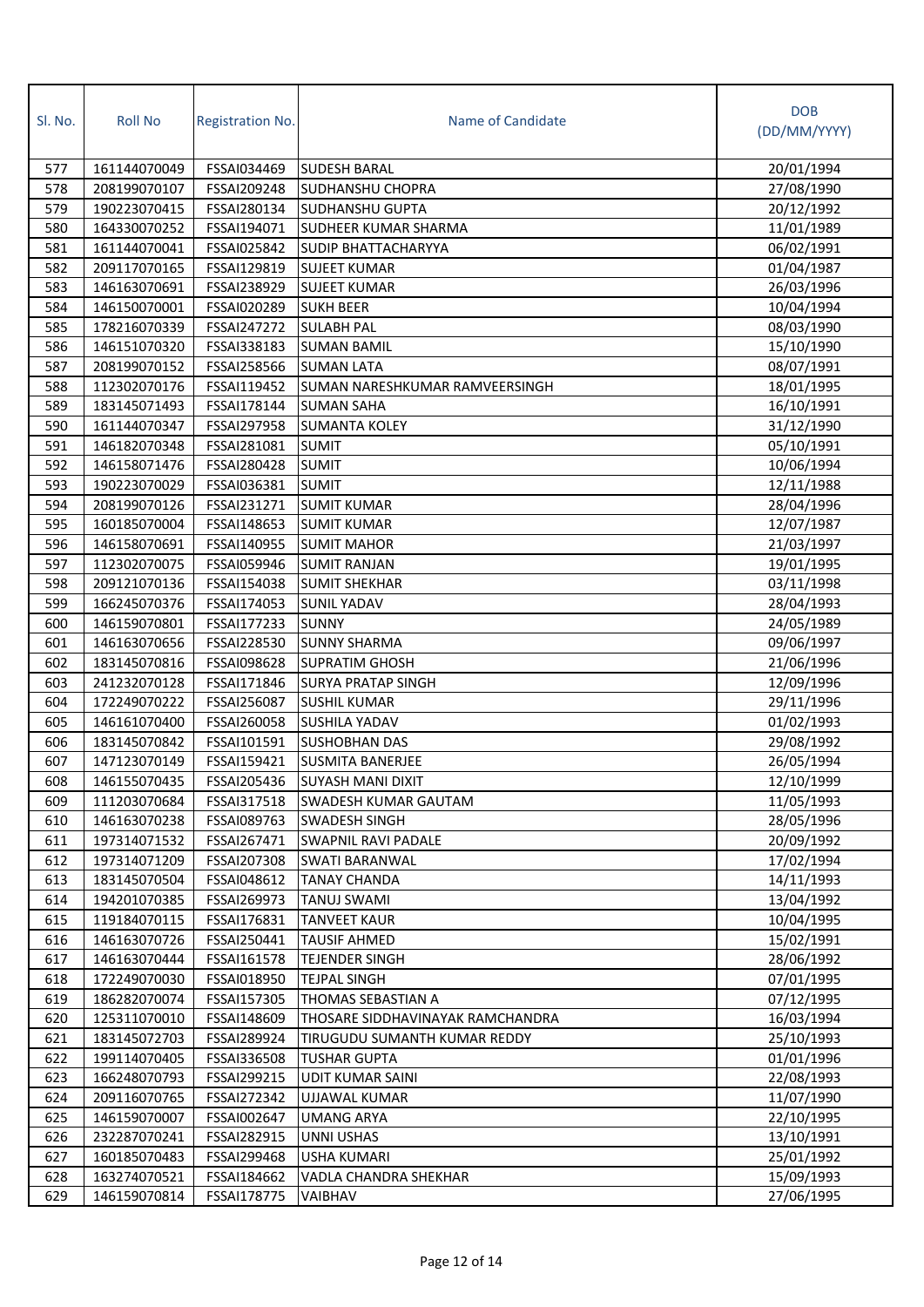| Sl. No. | Roll No | Registration No. | Name of Candidate | DOB (DD/MM/YYYY) |
|---|---|---|---|---|
| 577 | 161144070049 | FSSAI034469 | SUDESH BARAL | 20/01/1994 |
| 578 | 208199070107 | FSSAI209248 | SUDHANSHU CHOPRA | 27/08/1990 |
| 579 | 190223070415 | FSSAI280134 | SUDHANSHU GUPTA | 20/12/1992 |
| 580 | 164330070252 | FSSAI194071 | SUDHEER KUMAR SHARMA | 11/01/1989 |
| 581 | 161144070041 | FSSAI025842 | SUDIP BHATTACHARYYA | 06/02/1991 |
| 582 | 209117070165 | FSSAI129819 | SUJEET KUMAR | 01/04/1987 |
| 583 | 146163070691 | FSSAI238929 | SUJEET KUMAR | 26/03/1996 |
| 584 | 146150070001 | FSSAI020289 | SUKH BEER | 10/04/1994 |
| 585 | 178216070339 | FSSAI247272 | SULABH PAL | 08/03/1990 |
| 586 | 146151070320 | FSSAI338183 | SUMAN BAMIL | 15/10/1990 |
| 587 | 208199070152 | FSSAI258566 | SUMAN LATA | 08/07/1991 |
| 588 | 112302070176 | FSSAI119452 | SUMAN NARESHKUMAR RAMVEERSINGH | 18/01/1995 |
| 589 | 183145071493 | FSSAI178144 | SUMAN SAHA | 16/10/1991 |
| 590 | 161144070347 | FSSAI297958 | SUMANTA KOLEY | 31/12/1990 |
| 591 | 146182070348 | FSSAI281081 | SUMIT | 05/10/1991 |
| 592 | 146158071476 | FSSAI280428 | SUMIT | 10/06/1994 |
| 593 | 190223070029 | FSSAI036381 | SUMIT | 12/11/1988 |
| 594 | 208199070126 | FSSAI231271 | SUMIT KUMAR | 28/04/1996 |
| 595 | 160185070004 | FSSAI148653 | SUMIT KUMAR | 12/07/1987 |
| 596 | 146158070691 | FSSAI140955 | SUMIT MAHOR | 21/03/1997 |
| 597 | 112302070075 | FSSAI059946 | SUMIT RANJAN | 19/01/1995 |
| 598 | 209121070136 | FSSAI154038 | SUMIT SHEKHAR | 03/11/1998 |
| 599 | 166245070376 | FSSAI174053 | SUNIL YADAV | 28/04/1993 |
| 600 | 146159070801 | FSSAI177233 | SUNNY | 24/05/1989 |
| 601 | 146163070656 | FSSAI228530 | SUNNY SHARMA | 09/06/1997 |
| 602 | 183145070816 | FSSAI098628 | SUPRATIM GHOSH | 21/06/1996 |
| 603 | 241232070128 | FSSAI171846 | SURYA PRATAP SINGH | 12/09/1996 |
| 604 | 172249070222 | FSSAI256087 | SUSHIL KUMAR | 29/11/1996 |
| 605 | 146161070400 | FSSAI260058 | SUSHILA YADAV | 01/02/1993 |
| 606 | 183145070842 | FSSAI101591 | SUSHOBHAN DAS | 29/08/1992 |
| 607 | 147123070149 | FSSAI159421 | SUSMITA BANERJEE | 26/05/1994 |
| 608 | 146155070435 | FSSAI205436 | SUYASH MANI DIXIT | 12/10/1999 |
| 609 | 111203070684 | FSSAI317518 | SWADESH KUMAR GAUTAM | 11/05/1993 |
| 610 | 146163070238 | FSSAI089763 | SWADESH SINGH | 28/05/1996 |
| 611 | 197314071532 | FSSAI267471 | SWAPNIL RAVI PADALE | 20/09/1992 |
| 612 | 197314071209 | FSSAI207308 | SWATI BARANWAL | 17/02/1994 |
| 613 | 183145070504 | FSSAI048612 | TANAY CHANDA | 14/11/1993 |
| 614 | 194201070385 | FSSAI269973 | TANUJ SWAMI | 13/04/1992 |
| 615 | 119184070115 | FSSAI176831 | TANVEET KAUR | 10/04/1995 |
| 616 | 146163070726 | FSSAI250441 | TAUSIF AHMED | 15/02/1991 |
| 617 | 146163070444 | FSSAI161578 | TEJENDER SINGH | 28/06/1992 |
| 618 | 172249070030 | FSSAI018950 | TEJPAL SINGH | 07/01/1995 |
| 619 | 186282070074 | FSSAI157305 | THOMAS SEBASTIAN A | 07/12/1995 |
| 620 | 125311070010 | FSSAI148609 | THOSARE SIDDHAVINAYAK RAMCHANDRA | 16/03/1994 |
| 621 | 183145072703 | FSSAI289924 | TIRUGUDU SUMANTH KUMAR REDDY | 25/10/1993 |
| 622 | 199114070405 | FSSAI336508 | TUSHAR GUPTA | 01/01/1996 |
| 623 | 166248070793 | FSSAI299215 | UDIT KUMAR SAINI | 22/08/1993 |
| 624 | 209116070765 | FSSAI272342 | UJJAWAL KUMAR | 11/07/1990 |
| 625 | 146159070007 | FSSAI002647 | UMANG ARYA | 22/10/1995 |
| 626 | 232287070241 | FSSAI282915 | UNNI USHAS | 13/10/1991 |
| 627 | 160185070483 | FSSAI299468 | USHA KUMARI | 25/01/1992 |
| 628 | 163274070521 | FSSAI184662 | VADLA CHANDRA SHEKHAR | 15/09/1993 |
| 629 | 146159070814 | FSSAI178775 | VAIBHAV | 27/06/1995 |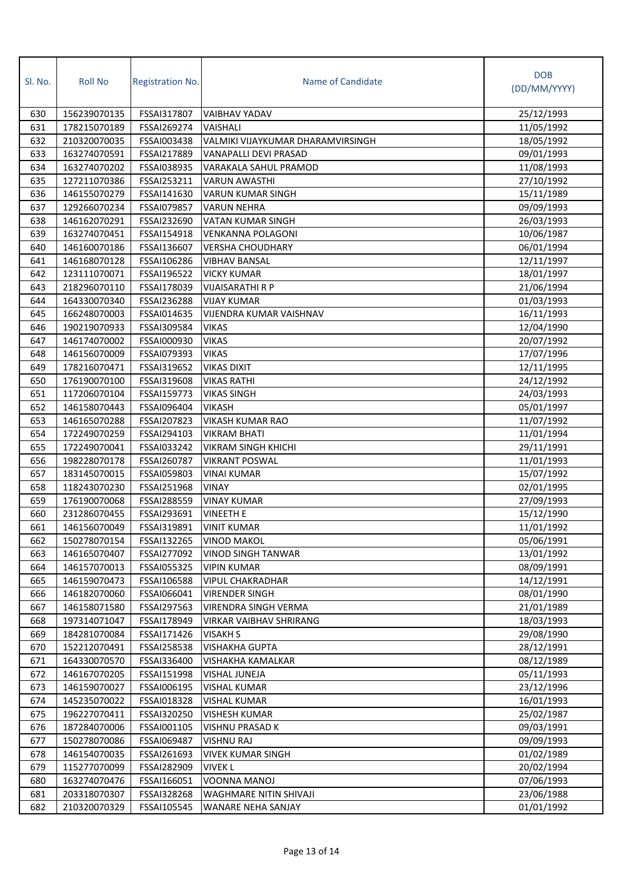| Sl. No. | Roll No | Registration No. | Name of Candidate | DOB (DD/MM/YYYY) |
|---|---|---|---|---|
| 630 | 156239070135 | FSSAI317807 | VAIBHAV YADAV | 25/12/1993 |
| 631 | 178215070189 | FSSAI269274 | VAISHALI | 11/05/1992 |
| 632 | 210320070035 | FSSAI003438 | VALMIKI VIJAYKUMAR DHARAMVIRSINGH | 18/05/1992 |
| 633 | 163274070591 | FSSAI217889 | VANAPALLI DEVI PRASAD | 09/01/1993 |
| 634 | 163274070202 | FSSAI038935 | VARAKALA SAHUL PRAMOD | 11/08/1993 |
| 635 | 127211070386 | FSSAI253211 | VARUN AWASTHI | 27/10/1992 |
| 636 | 146155070279 | FSSAI141630 | VARUN KUMAR SINGH | 15/11/1989 |
| 637 | 129266070234 | FSSAI079857 | VARUN NEHRA | 09/09/1993 |
| 638 | 146162070291 | FSSAI232690 | VATAN KUMAR SINGH | 26/03/1993 |
| 639 | 163274070451 | FSSAI154918 | VENKANNA POLAGONI | 10/06/1987 |
| 640 | 146160070186 | FSSAI136607 | VERSHA CHOUDHARY | 06/01/1994 |
| 641 | 146168070128 | FSSAI106286 | VIBHAV BANSAL | 12/11/1997 |
| 642 | 123111070071 | FSSAI196522 | VICKY KUMAR | 18/01/1997 |
| 643 | 218296070110 | FSSAI178039 | VIJAISARATHI R P | 21/06/1994 |
| 644 | 164330070340 | FSSAI236288 | VIJAY KUMAR | 01/03/1993 |
| 645 | 166248070003 | FSSAI014635 | VIJENDRA KUMAR VAISHNAV | 16/11/1993 |
| 646 | 190219070933 | FSSAI309584 | VIKAS | 12/04/1990 |
| 647 | 146174070002 | FSSAI000930 | VIKAS | 20/07/1992 |
| 648 | 146156070009 | FSSAI079393 | VIKAS | 17/07/1996 |
| 649 | 178216070471 | FSSAI319652 | VIKAS DIXIT | 12/11/1995 |
| 650 | 176190070100 | FSSAI319608 | VIKAS RATHI | 24/12/1992 |
| 651 | 117206070104 | FSSAI159773 | VIKAS SINGH | 24/03/1993 |
| 652 | 146158070443 | FSSAI096404 | VIKASH | 05/01/1997 |
| 653 | 146165070288 | FSSAI207823 | VIKASH KUMAR RAO | 11/07/1992 |
| 654 | 172249070259 | FSSAI294103 | VIKRAM BHATI | 11/01/1994 |
| 655 | 172249070041 | FSSAI033242 | VIKRAM SINGH KHICHI | 29/11/1991 |
| 656 | 198228070178 | FSSAI260787 | VIKRANT POSWAL | 11/01/1993 |
| 657 | 183145070015 | FSSAI059803 | VINAI KUMAR | 15/07/1992 |
| 658 | 118243070230 | FSSAI251968 | VINAY | 02/01/1995 |
| 659 | 176190070068 | FSSAI288559 | VINAY KUMAR | 27/09/1993 |
| 660 | 231286070455 | FSSAI293691 | VINEETH E | 15/12/1990 |
| 661 | 146156070049 | FSSAI319891 | VINIT KUMAR | 11/01/1992 |
| 662 | 150278070154 | FSSAI132265 | VINOD MAKOL | 05/06/1991 |
| 663 | 146165070407 | FSSAI277092 | VINOD SINGH TANWAR | 13/01/1992 |
| 664 | 146157070013 | FSSAI055325 | VIPIN KUMAR | 08/09/1991 |
| 665 | 146159070473 | FSSAI106588 | VIPUL CHAKRADHAR | 14/12/1991 |
| 666 | 146182070060 | FSSAI066041 | VIRENDER SINGH | 08/01/1990 |
| 667 | 146158071580 | FSSAI297563 | VIRENDRA SINGH VERMA | 21/01/1989 |
| 668 | 197314071047 | FSSAI178949 | VIRKAR VAIBHAV SHRIRANG | 18/03/1993 |
| 669 | 184281070084 | FSSAI171426 | VISAKH S | 29/08/1990 |
| 670 | 152212070491 | FSSAI258538 | VISHAKHA GUPTA | 28/12/1991 |
| 671 | 164330070570 | FSSAI336400 | VISHAKHA KAMALKAR | 08/12/1989 |
| 672 | 146167070205 | FSSAI151998 | VISHAL JUNEJA | 05/11/1993 |
| 673 | 146159070027 | FSSAI006195 | VISHAL KUMAR | 23/12/1996 |
| 674 | 145235070022 | FSSAI018328 | VISHAL KUMAR | 16/01/1993 |
| 675 | 196227070411 | FSSAI320250 | VISHESH KUMAR | 25/02/1987 |
| 676 | 187284070006 | FSSAI001105 | VISHNU PRASAD K | 09/03/1991 |
| 677 | 150278070086 | FSSAI069487 | VISHNU RAJ | 09/09/1993 |
| 678 | 146154070035 | FSSAI261693 | VIVEK KUMAR SINGH | 01/02/1989 |
| 679 | 115277070099 | FSSAI282909 | VIVEK L | 20/02/1994 |
| 680 | 163274070476 | FSSAI166051 | VOONNA MANOJ | 07/06/1993 |
| 681 | 203318070307 | FSSAI328268 | WAGHMARE NITIN SHIVAJI | 23/06/1988 |
| 682 | 210320070329 | FSSAI105545 | WANARE NEHA SANJAY | 01/01/1992 |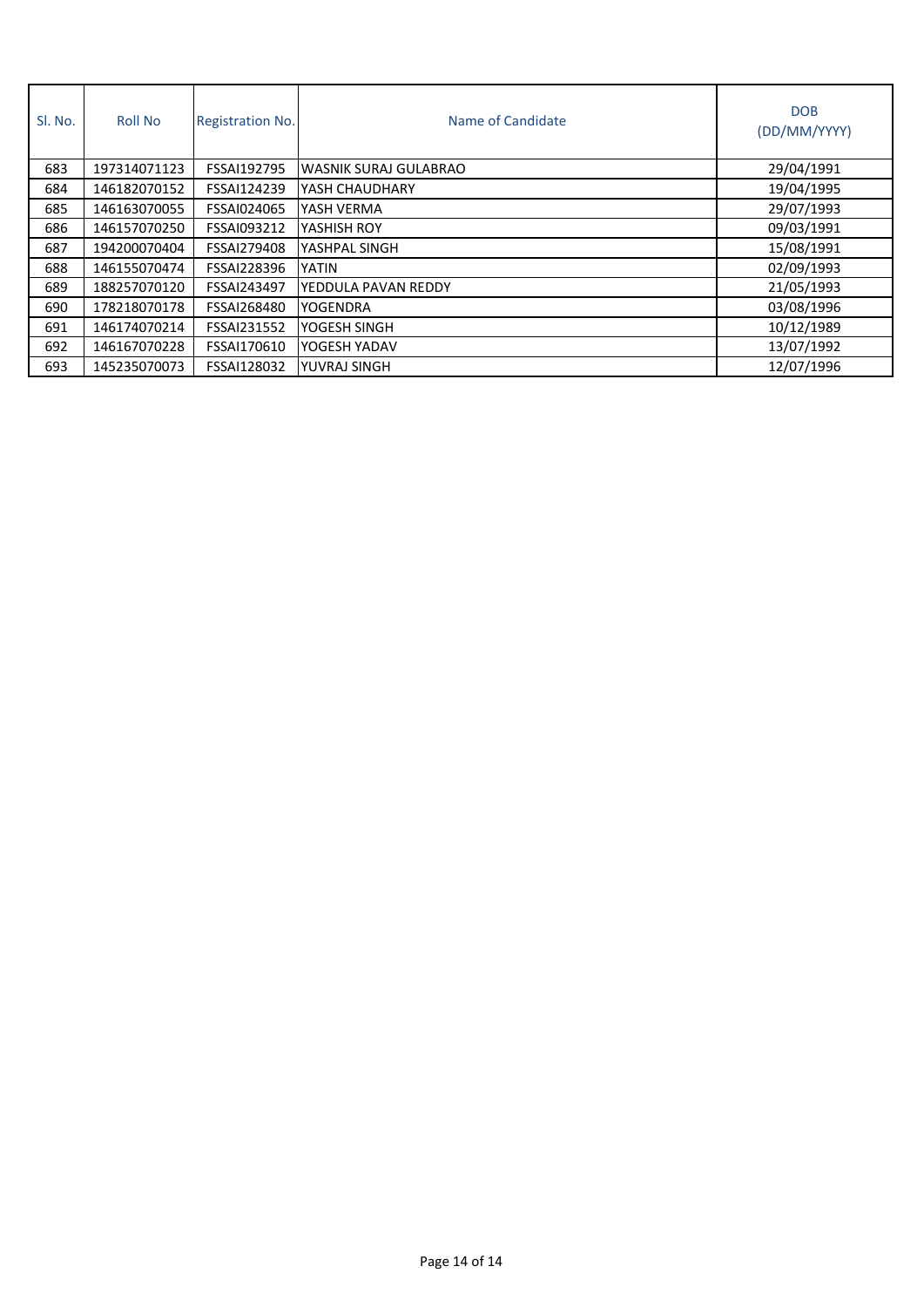| Sl. No. | Roll No | Registration No. | Name of Candidate | DOB (DD/MM/YYYY) |
|---|---|---|---|---|
| 683 | 197314071123 | FSSAI192795 | WASNIK SURAJ GULABRAO | 29/04/1991 |
| 684 | 146182070152 | FSSAI124239 | YASH CHAUDHARY | 19/04/1995 |
| 685 | 146163070055 | FSSAI024065 | YASH VERMA | 29/07/1993 |
| 686 | 146157070250 | FSSAI093212 | YASHISH ROY | 09/03/1991 |
| 687 | 194200070404 | FSSAI279408 | YASHPAL SINGH | 15/08/1991 |
| 688 | 146155070474 | FSSAI228396 | YATIN | 02/09/1993 |
| 689 | 188257070120 | FSSAI243497 | YEDDULA PAVAN REDDY | 21/05/1993 |
| 690 | 178218070178 | FSSAI268480 | YOGENDRA | 03/08/1996 |
| 691 | 146174070214 | FSSAI231552 | YOGESH SINGH | 10/12/1989 |
| 692 | 146167070228 | FSSAI170610 | YOGESH YADAV | 13/07/1992 |
| 693 | 145235070073 | FSSAI128032 | YUVRAJ SINGH | 12/07/1996 |